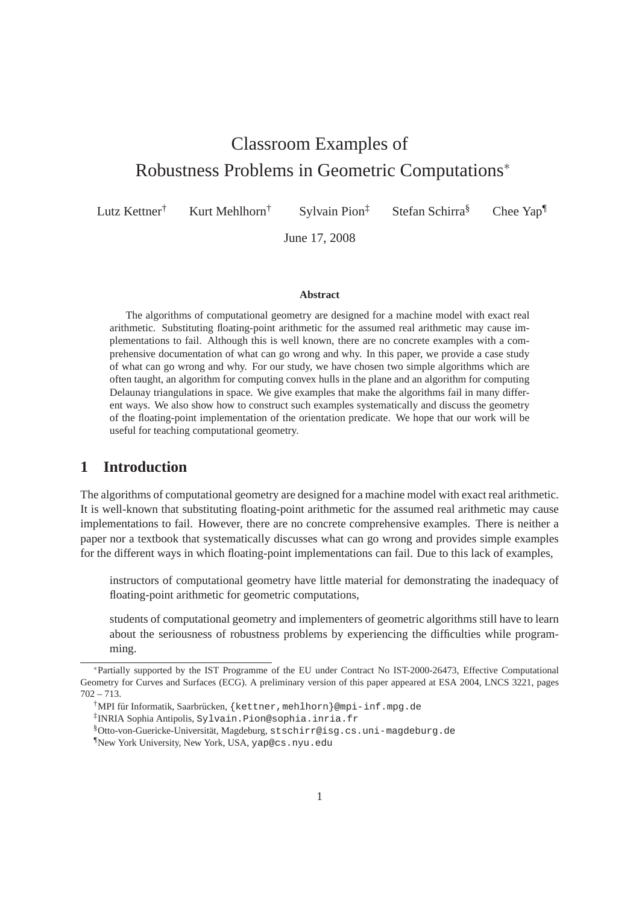# Classroom Examples of Robustness Problems in Geometric Computations*

Lutz Kettner[†] Kurt Mehlhorn[†] Sylvain Pion[‡] Stefan Schirra[§] Chee Yap[¶]

June 17, 2008

**Abstract**

The algorithms of computational geometry are designed for a machine model with exact real arithmetic. Substituting floating-point arithmetic for the assumed real arithmetic may cause implementations to fail. Although this is well known, there are no concrete examples with a comprehensive documentation of what can go wrong and why. In this paper, we provide a case study of what can go wrong and why. For our study, we have chosen two simple algorithms which are often taught, an algorithm for computing convex hulls in the plane and an algorithm for computing Delaunay triangulations in space. We give examples that make the algorithms fail in many different ways. We also show how to construct such examples systematically and discuss the geometry of the floating-point implementation of the orientation predicate. We hope that our work will be useful for teaching computational geometry.

## 1 Introduction

The algorithms of computational geometry are designed for a machine model with exact real arithmetic. It is well-known that substituting floating-point arithmetic for the assumed real arithmetic may cause implementations to fail. However, there are no concrete comprehensive examples. There is neither a paper nor a textbook that systematically discusses what can go wrong and provides simple examples for the different ways in which floating-point implementations can fail. Due to this lack of examples,

> instructors of computational geometry have little material for demonstrating the inadequacy of floating-point arithmetic for geometric computations,
>
> students of computational geometry and implementers of geometric algorithms still have to learn about the seriousness of robustness problems by experiencing the difficulties while programming.

---

*Partially supported by the IST Programme of the EU under Contract No IST-2000-26473, Effective Computational Geometry for Curves and Surfaces (ECG). A preliminary version of this paper appeared at ESA 2004, LNCS 3221, pages 702 – 713.

[†]MPI für Informatik, Saarbrücken, {kettner,mehlhorn}@mpi-inf.mpg.de

[‡]INRIA Sophia Antipolis, Sylvain.Pion@sophia.inria.fr

[§]Otto-von-Guericke-Universität, Magdeburg, stschirr@isg.cs.uni-magdeburg.de

[¶]New York University, New York, USA, yap@cs.nyu.edu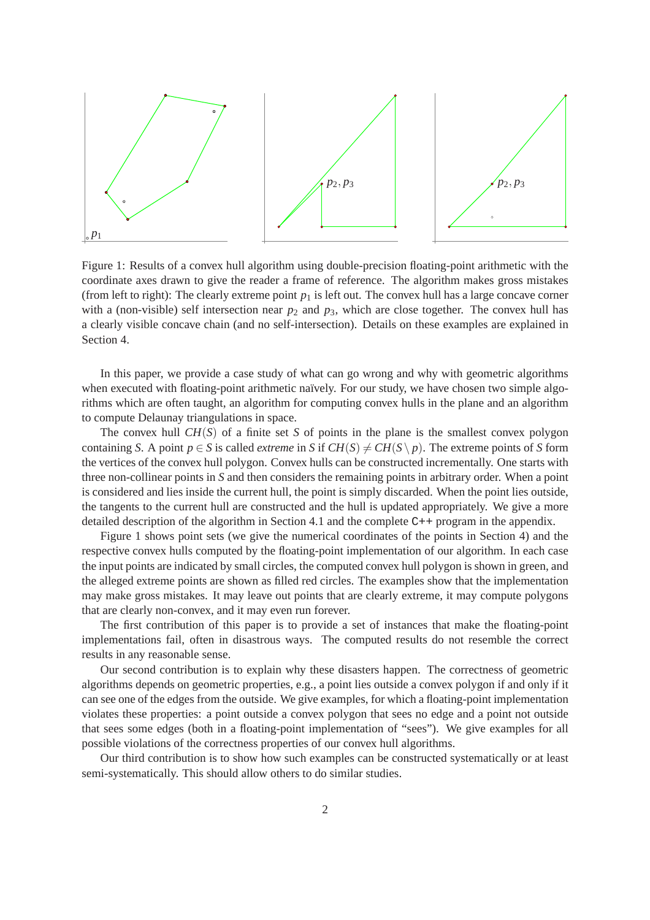$p_1$

$p_2, p_3$

$p_2, p_3$

Figure 1: Results of a convex hull algorithm using double-precision floating-point arithmetic with the coordinate axes drawn to give the reader a frame of reference. The algorithm makes gross mistakes (from left to right): The clearly extreme point $p_1$ is left out. The convex hull has a large concave corner with a (non-visible) self intersection near $p_2$ and $p_3$, which are close together. The convex hull has a clearly visible concave chain (and no self-intersection). Details on these examples are explained in Section 4.

In this paper, we provide a case study of what can go wrong and why with geometric algorithms when executed with floating-point arithmetic naïvely. For our study, we have chosen two simple algorithms which are often taught, an algorithm for computing convex hulls in the plane and an algorithm to compute Delaunay triangulations in space.

The convex hull $CH(S)$ of a finite set $S$ of points in the plane is the smallest convex polygon containing $S$. A point $p \in S$ is called *extreme* in $S$ if $CH(S) \neq CH(S \setminus p)$. The extreme points of $S$ form the vertices of the convex hull polygon. Convex hulls can be constructed incrementally. One starts with three non-collinear points in $S$ and then considers the remaining points in arbitrary order. When a point is considered and lies inside the current hull, the point is simply discarded. When the point lies outside, the tangents to the current hull are constructed and the hull is updated appropriately. We give a more detailed description of the algorithm in Section 4.1 and the complete C++ program in the appendix.

Figure 1 shows point sets (we give the numerical coordinates of the points in Section 4) and the respective convex hulls computed by the floating-point implementation of our algorithm. In each case the input points are indicated by small circles, the computed convex hull polygon is shown in green, and the alleged extreme points are shown as filled red circles. The examples show that the implementation may make gross mistakes. It may leave out points that are clearly extreme, it may compute polygons that are clearly non-convex, and it may even run forever.

The first contribution of this paper is to provide a set of instances that make the floating-point implementations fail, often in disastrous ways. The computed results do not resemble the correct results in any reasonable sense.

Our second contribution is to explain why these disasters happen. The correctness of geometric algorithms depends on geometric properties, e.g., a point lies outside a convex polygon if and only if it can see one of the edges from the outside. We give examples, for which a floating-point implementation violates these properties: a point outside a convex polygon that sees no edge and a point not outside that sees some edges (both in a floating-point implementation of "sees"). We give examples for all possible violations of the correctness properties of our convex hull algorithms.

Our third contribution is to show how such examples can be constructed systematically or at least semi-systematically. This should allow others to do similar studies.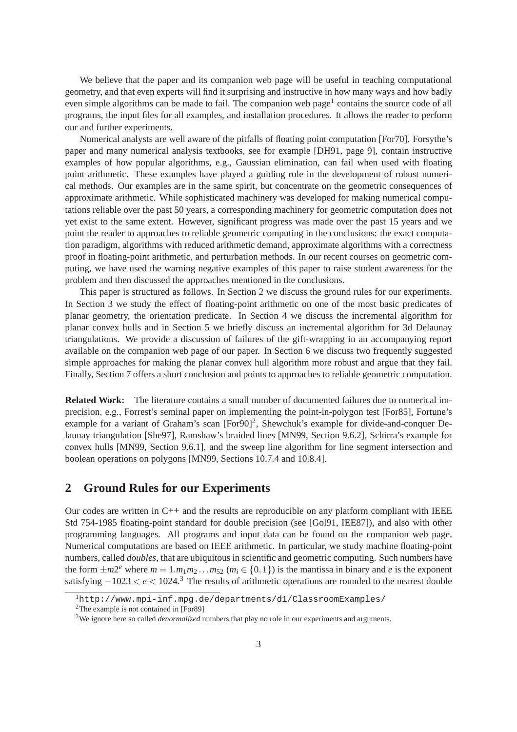We believe that the paper and its companion web page will be useful in teaching computational geometry, and that even experts will find it surprising and instructive in how many ways and how badly even simple algorithms can be made to fail. The companion web page[1] contains the source code of all programs, the input files for all examples, and installation procedures. It allows the reader to perform our and further experiments.

Numerical analysts are well aware of the pitfalls of floating point computation [For70]. Forsythe's paper and many numerical analysis textbooks, see for example [DH91, page 9], contain instructive examples of how popular algorithms, e.g., Gaussian elimination, can fail when used with floating point arithmetic. These examples have played a guiding role in the development of robust numerical methods. Our examples are in the same spirit, but concentrate on the geometric consequences of approximate arithmetic. While sophisticated machinery was developed for making numerical computations reliable over the past 50 years, a corresponding machinery for geometric computation does not yet exist to the same extent. However, significant progress was made over the past 15 years and we point the reader to approaches to reliable geometric computing in the conclusions: the exact computation paradigm, algorithms with reduced arithmetic demand, approximate algorithms with a correctness proof in floating-point arithmetic, and perturbation methods. In our recent courses on geometric computing, we have used the warning negative examples of this paper to raise student awareness for the problem and then discussed the approaches mentioned in the conclusions.

This paper is structured as follows. In Section 2 we discuss the ground rules for our experiments. In Section 3 we study the effect of floating-point arithmetic on one of the most basic predicates of planar geometry, the orientation predicate. In Section 4 we discuss the incremental algorithm for planar convex hulls and in Section 5 we briefly discuss an incremental algorithm for 3d Delaunay triangulations. We provide a discussion of failures of the gift-wrapping in an accompanying report available on the companion web page of our paper. In Section 6 we discuss two frequently suggested simple approaches for making the planar convex hull algorithm more robust and argue that they fail. Finally, Section 7 offers a short conclusion and points to approaches to reliable geometric computation.

**Related Work:** The literature contains a small number of documented failures due to numerical imprecision, e.g., Forrest's seminal paper on implementing the point-in-polygon test [For85], Fortune's example for a variant of Graham's scan [For90][2], Shewchuk's example for divide-and-conquer Delaunay triangulation [She97], Ramshaw's braided lines [MN99, Section 9.6.2], Schirra's example for convex hulls [MN99, Section 9.6.1], and the sweep line algorithm for line segment intersection and boolean operations on polygons [MN99, Sections 10.7.4 and 10.8.4].

## 2 Ground Rules for our Experiments

Our codes are written in C++ and the results are reproducible on any platform compliant with IEEE Std 754-1985 floating-point standard for double precision (see [Gol91, IEE87]), and also with other programming languages. All programs and input data can be found on the companion web page. Numerical computations are based on IEEE arithmetic. In particular, we study machine floating-point numbers, called *doubles*, that are ubiquitous in scientific and geometric computing. Such numbers have the form $\pm m 2^e$ where $m = 1.m_1 m_2 \ldots m_{52}$ ($m_i \in \{0,1\}$) is the mantissa in binary and $e$ is the exponent satisfying $-1023 < e < 1024$.[3] The results of arithmetic operations are rounded to the nearest double

[1] http://www.mpi-inf.mpg.de/departments/d1/ClassroomExamples/

[2] The example is not contained in [For89]

[3] We ignore here so called *denormalized* numbers that play no role in our experiments and arguments.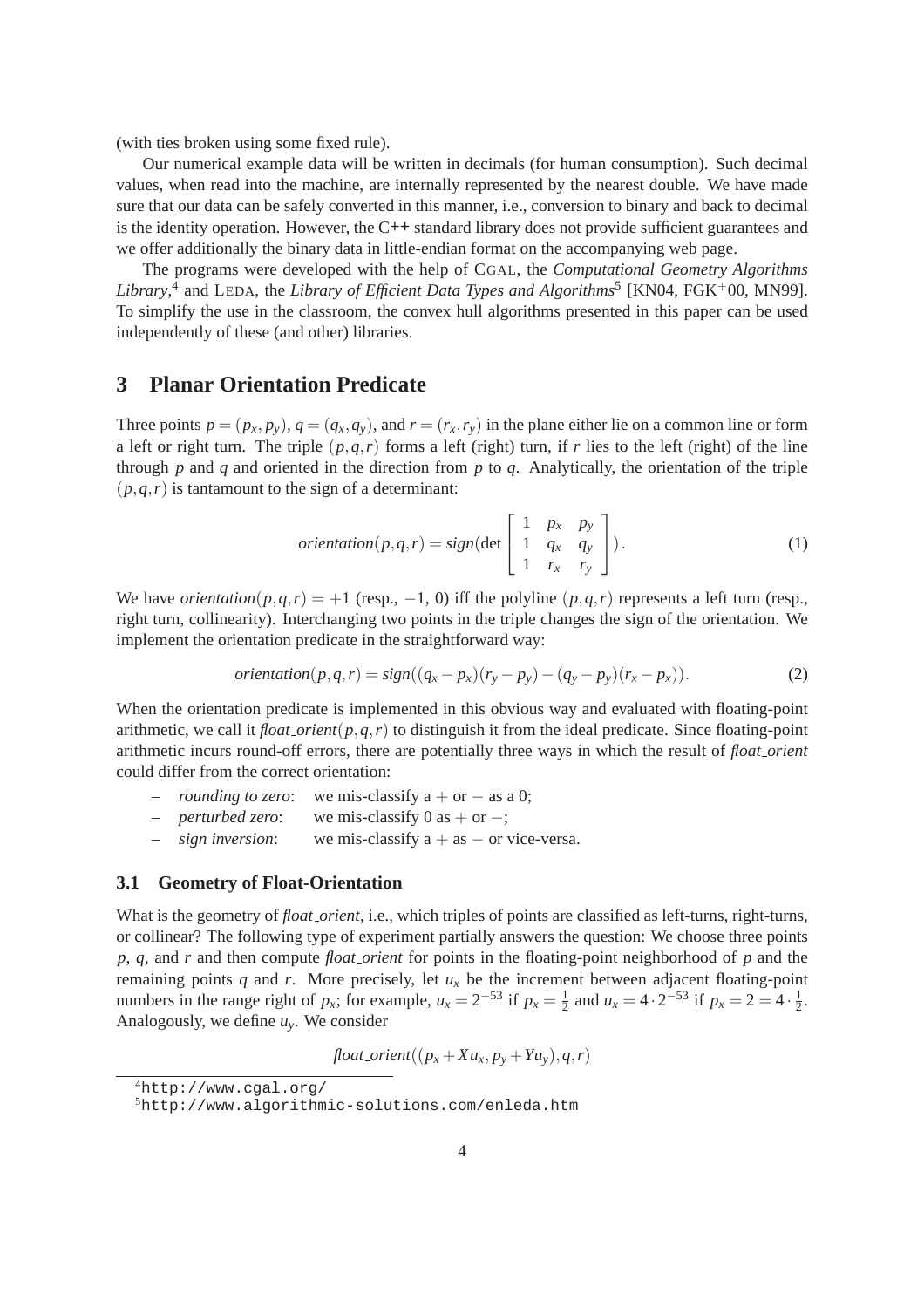(with ties broken using some fixed rule).

Our numerical example data will be written in decimals (for human consumption). Such decimal values, when read into the machine, are internally represented by the nearest double. We have made sure that our data can be safely converted in this manner, i.e., conversion to binary and back to decimal is the identity operation. However, the C++ standard library does not provide sufficient guarantees and we offer additionally the binary data in little-endian format on the accompanying web page.

The programs were developed with the help of CGAL, the *Computational Geometry Algorithms Library*,[4] and LEDA, the *Library of Efficient Data Types and Algorithms*[5] [KN04, FGK+00, MN99]. To simplify the use in the classroom, the convex hull algorithms presented in this paper can be used independently of these (and other) libraries.

# 3 Planar Orientation Predicate

Three points $p = (p_x, p_y)$, $q = (q_x, q_y)$, and $r = (r_x, r_y)$ in the plane either lie on a common line or form a left or right turn. The triple $(p,q,r)$ forms a left (right) turn, if $r$ lies to the left (right) of the line through $p$ and $q$ and oriented in the direction from $p$ to $q$. Analytically, the orientation of the triple $(p,q,r)$ is tantamount to the sign of a determinant:

$$orientation(p,q,r) = sign(\det \begin{bmatrix} 1 & p_x & p_y \\ 1 & q_x & q_y \\ 1 & r_x & r_y \end{bmatrix}). \tag{1}$$

We have $orientation(p,q,r) = +1$ (resp., $-1$, 0) iff the polyline $(p,q,r)$ represents a left turn (resp., right turn, collinearity). Interchanging two points in the triple changes the sign of the orientation. We implement the orientation predicate in the straightforward way:

$$orientation(p,q,r) = sign((q_x - p_x)(r_y - p_y) - (q_y - p_y)(r_x - p_x)). \tag{2}$$

When the orientation predicate is implemented in this obvious way and evaluated with floating-point arithmetic, we call it $float\_orient(p,q,r)$ to distinguish it from the ideal predicate. Since floating-point arithmetic incurs round-off errors, there are potentially three ways in which the result of *float_orient* could differ from the correct orientation:

- *rounding to zero*: we mis-classify a $+$ or $-$ as a 0;
- *perturbed zero*: we mis-classify 0 as $+$ or $-$;
- *sign inversion*: we mis-classify a $+$ as $-$ or vice-versa.

## 3.1 Geometry of Float-Orientation

What is the geometry of *float_orient*, i.e., which triples of points are classified as left-turns, right-turns, or collinear? The following type of experiment partially answers the question: We choose three points $p$, $q$, and $r$ and then compute *float_orient* for points in the floating-point neighborhood of $p$ and the remaining points $q$ and $r$. More precisely, let $u_x$ be the increment between adjacent floating-point numbers in the range right of $p_x$; for example, $u_x = 2^{-53}$ if $p_x = \frac{1}{2}$ and $u_x = 4 \cdot 2^{-53}$ if $p_x = 2 = 4 \cdot \frac{1}{2}$. Analogously, we define $u_y$. We consider

$$float\_orient((p_x + Xu_x, p_y + Yu_y), q, r)$$

[4] http://www.cgal.org/

[5] http://www.algorithmic-solutions.com/enleda.htm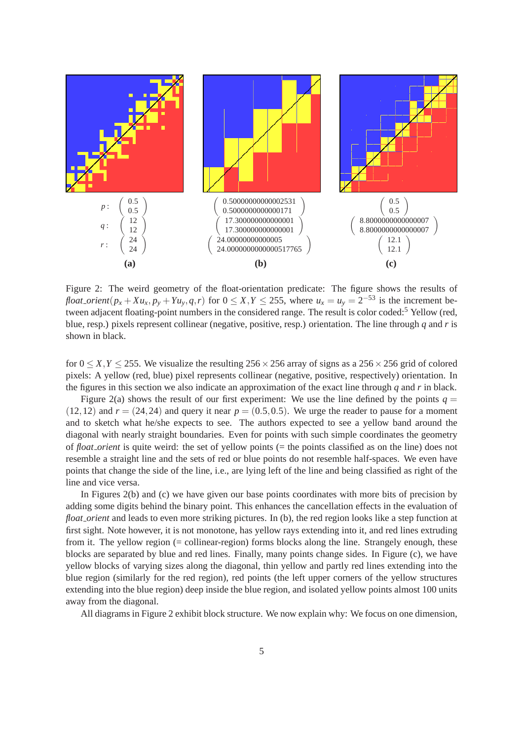| | (a) | (b) | (c) |
|---|---|---|---|
| $p$: | $\begin{pmatrix} 0.5 \\ 0.5 \end{pmatrix}$ | $\begin{pmatrix} 0.50000000000002531 \\ 0.5000000000000171 \end{pmatrix}$ | $\begin{pmatrix} 0.5 \\ 0.5 \end{pmatrix}$ |
| $q$: | $\begin{pmatrix} 12 \\ 12 \end{pmatrix}$ | $\begin{pmatrix} 17.300000000000001 \\ 17.300000000000001 \end{pmatrix}$ | $\begin{pmatrix} 8.8000000000000007 \\ 8.8000000000000007 \end{pmatrix}$ |
| $r$: | $\begin{pmatrix} 24 \\ 24 \end{pmatrix}$ | $\begin{pmatrix} 24.00000000000005 \\ 24.0000000000000517765 \end{pmatrix}$ | $\begin{pmatrix} 12.1 \\ 12.1 \end{pmatrix}$ |

Figure 2: The weird geometry of the float-orientation predicate: The figure shows the results of *float_orient*$(p_x + Xu_x, p_y + Yu_y, q, r)$ for $0 \le X, Y \le 255$, where $u_x = u_y = 2^{-53}$ is the increment between adjacent floating-point numbers in the considered range. The result is color coded:[5] Yellow (red, blue, resp.) pixels represent collinear (negative, positive, resp.) orientation. The line through $q$ and $r$ is shown in black.

for $0 \le X, Y \le 255$. We visualize the resulting $256 \times 256$ array of signs as a $256 \times 256$ grid of colored pixels: A yellow (red, blue) pixel represents collinear (negative, positive, respectively) orientation. In the figures in this section we also indicate an approximation of the exact line through $q$ and $r$ in black.

Figure 2(a) shows the result of our first experiment: We use the line defined by the points $q = (12, 12)$ and $r = (24, 24)$ and query it near $p = (0.5, 0.5)$. We urge the reader to pause for a moment and to sketch what he/she expects to see. The authors expected to see a yellow band around the diagonal with nearly straight boundaries. Even for points with such simple coordinates the geometry of *float_orient* is quite weird: the set of yellow points (= the points classified as on the line) does not resemble a straight line and the sets of red or blue points do not resemble half-spaces. We even have points that change the side of the line, i.e., are lying left of the line and being classified as right of the line and vice versa.

In Figures 2(b) and (c) we have given our base points coordinates with more bits of precision by adding some digits behind the binary point. This enhances the cancellation effects in the evaluation of *float_orient* and leads to even more striking pictures. In (b), the red region looks like a step function at first sight. Note however, it is not monotone, has yellow rays extending into it, and red lines extruding from it. The yellow region (= collinear-region) forms blocks along the line. Strangely enough, these blocks are separated by blue and red lines. Finally, many points change sides. In Figure (c), we have yellow blocks of varying sizes along the diagonal, thin yellow and partly red lines extending into the blue region (similarly for the red region), red points (the left upper corners of the yellow structures extending into the blue region) deep inside the blue region, and isolated yellow points almost 100 units away from the diagonal.

All diagrams in Figure 2 exhibit block structure. We now explain why: We focus on one dimension,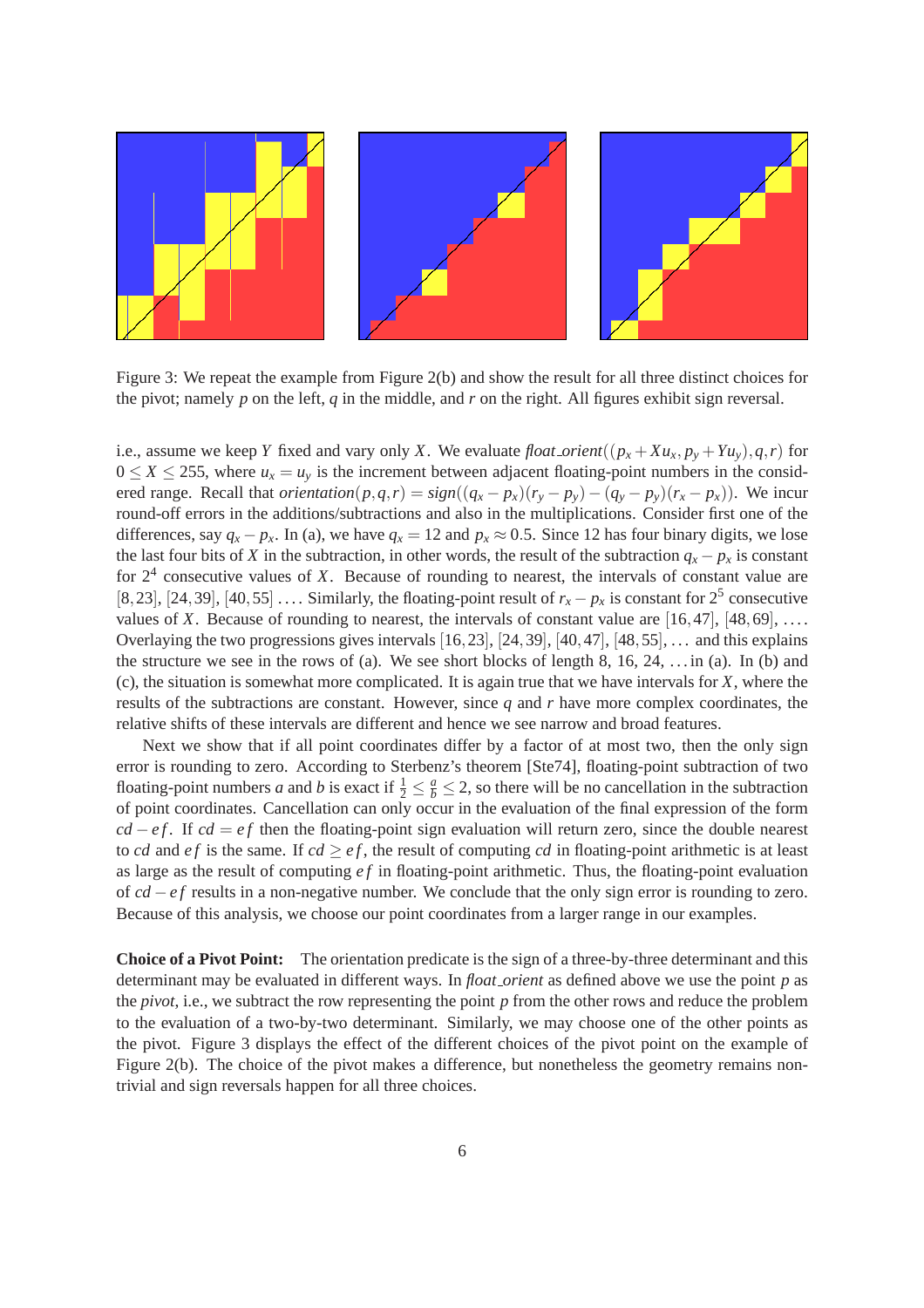Figure 3: We repeat the example from Figure 2(b) and show the result for all three distinct choices for the pivot; namely $p$ on the left, $q$ in the middle, and $r$ on the right. All figures exhibit sign reversal.

i.e., assume we keep $Y$ fixed and vary only $X$. We evaluate *float_orient*$((p_x + Xu_x, p_y + Yu_y), q, r)$ for $0 \le X \le 255$, where $u_x = u_y$ is the increment between adjacent floating-point numbers in the considered range. Recall that *orientation*$(p,q,r) = sign((q_x - p_x)(r_y - p_y) - (q_y - p_y)(r_x - p_x))$. We incur round-off errors in the additions/subtractions and also in the multiplications. Consider first one of the differences, say $q_x - p_x$. In (a), we have $q_x = 12$ and $p_x \approx 0.5$. Since 12 has four binary digits, we lose the last four bits of $X$ in the subtraction, in other words, the result of the subtraction $q_x - p_x$ is constant for $2^4$ consecutive values of $X$. Because of rounding to nearest, the intervals of constant value are $[8,23]$, $[24,39]$, $[40,55]$ .... Similarly, the floating-point result of $r_x - p_x$ is constant for $2^5$ consecutive values of $X$. Because of rounding to nearest, the intervals of constant value are $[16,47]$, $[48,69]$, .... Overlaying the two progressions gives intervals $[16,23]$, $[24,39]$, $[40,47]$, $[48,55]$, ... and this explains the structure we see in the rows of (a). We see short blocks of length 8, 16, 24, ... in (a). In (b) and (c), the situation is somewhat more complicated. It is again true that we have intervals for $X$, where the results of the subtractions are constant. However, since $q$ and $r$ have more complex coordinates, the relative shifts of these intervals are different and hence we see narrow and broad features.

Next we show that if all point coordinates differ by a factor of at most two, then the only sign error is rounding to zero. According to Sterbenz's theorem [Ste74], floating-point subtraction of two floating-point numbers $a$ and $b$ is exact if $\frac{1}{2} \le \frac{a}{b} \le 2$, so there will be no cancellation in the subtraction of point coordinates. Cancellation can only occur in the evaluation of the final expression of the form $cd - ef$. If $cd = ef$ then the floating-point sign evaluation will return zero, since the double nearest to $cd$ and $ef$ is the same. If $cd \ge ef$, the result of computing $cd$ in floating-point arithmetic is at least as large as the result of computing $ef$ in floating-point arithmetic. Thus, the floating-point evaluation of $cd - ef$ results in a non-negative number. We conclude that the only sign error is rounding to zero. Because of this analysis, we choose our point coordinates from a larger range in our examples.

**Choice of a Pivot Point:** The orientation predicate is the sign of a three-by-three determinant and this determinant may be evaluated in different ways. In *float_orient* as defined above we use the point $p$ as the *pivot*, i.e., we subtract the row representing the point $p$ from the other rows and reduce the problem to the evaluation of a two-by-two determinant. Similarly, we may choose one of the other points as the pivot. Figure 3 displays the effect of the different choices of the pivot point on the example of Figure 2(b). The choice of the pivot makes a difference, but nonetheless the geometry remains non-trivial and sign reversals happen for all three choices.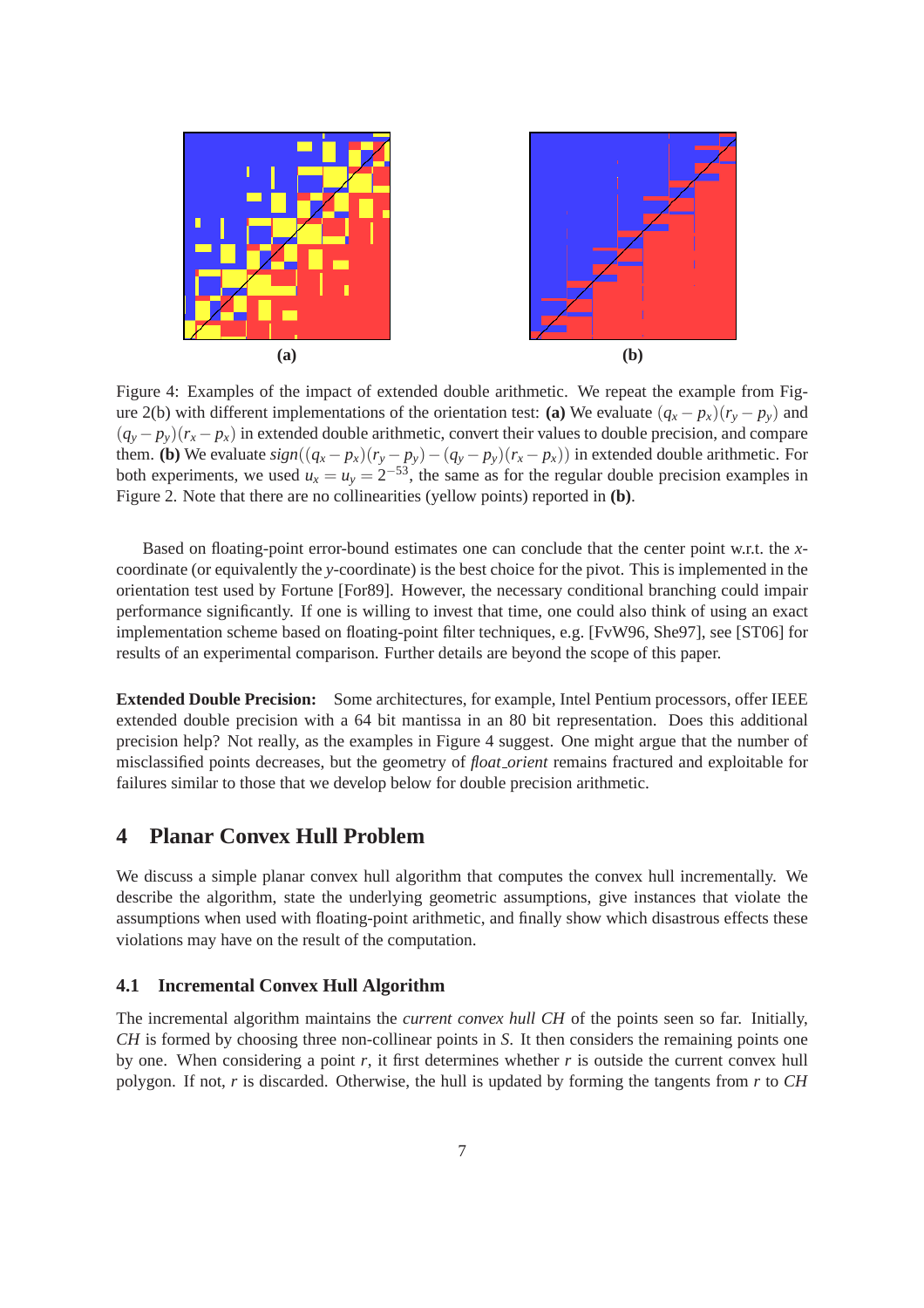(a) (b)

Figure 4: Examples of the impact of extended double arithmetic. We repeat the example from Figure 2(b) with different implementations of the orientation test: **(a)** We evaluate $(q_x - p_x)(r_y - p_y)$ and $(q_y - p_y)(r_x - p_x)$ in extended double arithmetic, convert their values to double precision, and compare them. **(b)** We evaluate $sign((q_x - p_x)(r_y - p_y) - (q_y - p_y)(r_x - p_x))$ in extended double arithmetic. For both experiments, we used $u_x = u_y = 2^{-53}$, the same as for the regular double precision examples in Figure 2. Note that there are no collinearities (yellow points) reported in **(b)**.

Based on floating-point error-bound estimates one can conclude that the center point w.r.t. the $x$-coordinate (or equivalently the $y$-coordinate) is the best choice for the pivot. This is implemented in the orientation test used by Fortune [For89]. However, the necessary conditional branching could impair performance significantly. If one is willing to invest that time, one could also think of using an exact implementation scheme based on floating-point filter techniques, e.g. [FvW96, She97], see [ST06] for results of an experimental comparison. Further details are beyond the scope of this paper.

**Extended Double Precision:** Some architectures, for example, Intel Pentium processors, offer IEEE extended double precision with a 64 bit mantissa in an 80 bit representation. Does this additional precision help? Not really, as the examples in Figure 4 suggest. One might argue that the number of misclassified points decreases, but the geometry of *float_orient* remains fractured and exploitable for failures similar to those that we develop below for double precision arithmetic.

## 4 Planar Convex Hull Problem

We discuss a simple planar convex hull algorithm that computes the convex hull incrementally. We describe the algorithm, state the underlying geometric assumptions, give instances that violate the assumptions when used with floating-point arithmetic, and finally show which disastrous effects these violations may have on the result of the computation.

### 4.1 Incremental Convex Hull Algorithm

The incremental algorithm maintains the *current convex hull CH* of the points seen so far. Initially, *CH* is formed by choosing three non-collinear points in *S*. It then considers the remaining points one by one. When considering a point *r*, it first determines whether *r* is outside the current convex hull polygon. If not, *r* is discarded. Otherwise, the hull is updated by forming the tangents from *r* to *CH*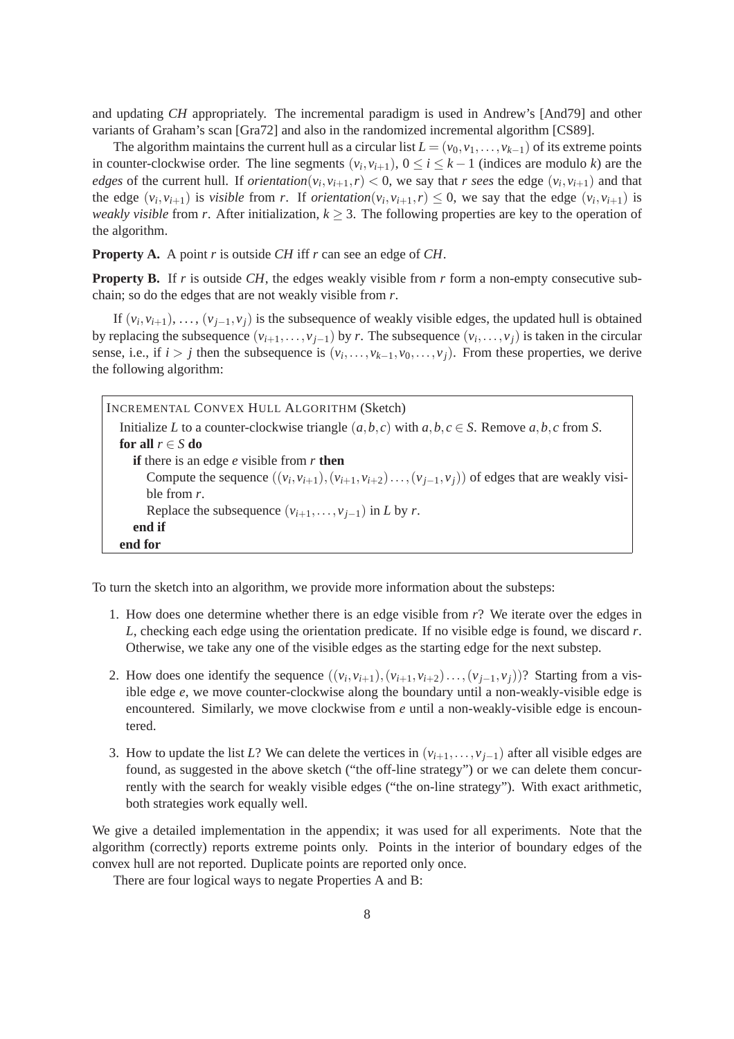and updating *CH* appropriately. The incremental paradigm is used in Andrew's [And79] and other variants of Graham's scan [Gra72] and also in the randomized incremental algorithm [CS89].

The algorithm maintains the current hull as a circular list $L = (v_0, v_1, \ldots, v_{k-1})$ of its extreme points in counter-clockwise order. The line segments $(v_i, v_{i+1})$, $0 \le i \le k-1$ (indices are modulo $k$) are the *edges* of the current hull. If $orientation(v_i, v_{i+1}, r) < 0$, we say that $r$ *sees* the edge $(v_i, v_{i+1})$ and that the edge $(v_i, v_{i+1})$ is *visible* from $r$. If $orientation(v_i, v_{i+1}, r) \le 0$, we say that the edge $(v_i, v_{i+1})$ is *weakly visible* from $r$. After initialization, $k \ge 3$. The following properties are key to the operation of the algorithm.

**Property A.** A point $r$ is outside *CH* iff $r$ can see an edge of *CH*.

**Property B.** If $r$ is outside *CH*, the edges weakly visible from $r$ form a non-empty consecutive subchain; so do the edges that are not weakly visible from $r$.

If $(v_i, v_{i+1}), \ldots, (v_{j-1}, v_j)$ is the subsequence of weakly visible edges, the updated hull is obtained by replacing the subsequence $(v_{i+1}, \ldots, v_{j-1})$ by $r$. The subsequence $(v_i, \ldots, v_j)$ is taken in the circular sense, i.e., if $i > j$ then the subsequence is $(v_i, \ldots, v_{k-1}, v_0, \ldots, v_j)$. From these properties, we derive the following algorithm:

```
INCREMENTAL CONVEX HULL ALGORITHM (Sketch)
  Initialize L to a counter-clockwise triangle (a,b,c) with a,b,c ∈ S. Remove a,b,c from S.
  for all r ∈ S do
    if there is an edge e visible from r then
      Compute the sequence ((v_i,v_{i+1}),(v_{i+1},v_{i+2}) ...,(v_{j-1},v_j)) of edges that are weakly visi-
      ble from r.
      Replace the subsequence (v_{i+1},...,v_{j-1}) in L by r.
    end if
  end for
```

To turn the sketch into an algorithm, we provide more information about the substeps:

1. How does one determine whether there is an edge visible from $r$? We iterate over the edges in $L$, checking each edge using the orientation predicate. If no visible edge is found, we discard $r$. Otherwise, we take any one of the visible edges as the starting edge for the next substep.
2. How does one identify the sequence $((v_i, v_{i+1}), (v_{i+1}, v_{i+2}) \ldots, (v_{j-1}, v_j))$? Starting from a visible edge $e$, we move counter-clockwise along the boundary until a non-weakly-visible edge is encountered. Similarly, we move clockwise from $e$ until a non-weakly-visible edge is encountered.
3. How to update the list $L$? We can delete the vertices in $(v_{i+1}, \ldots, v_{j-1})$ after all visible edges are found, as suggested in the above sketch ("the off-line strategy") or we can delete them concurrently with the search for weakly visible edges ("the on-line strategy"). With exact arithmetic, both strategies work equally well.

We give a detailed implementation in the appendix; it was used for all experiments. Note that the algorithm (correctly) reports extreme points only. Points in the interior of boundary edges of the convex hull are not reported. Duplicate points are reported only once.

There are four logical ways to negate Properties A and B: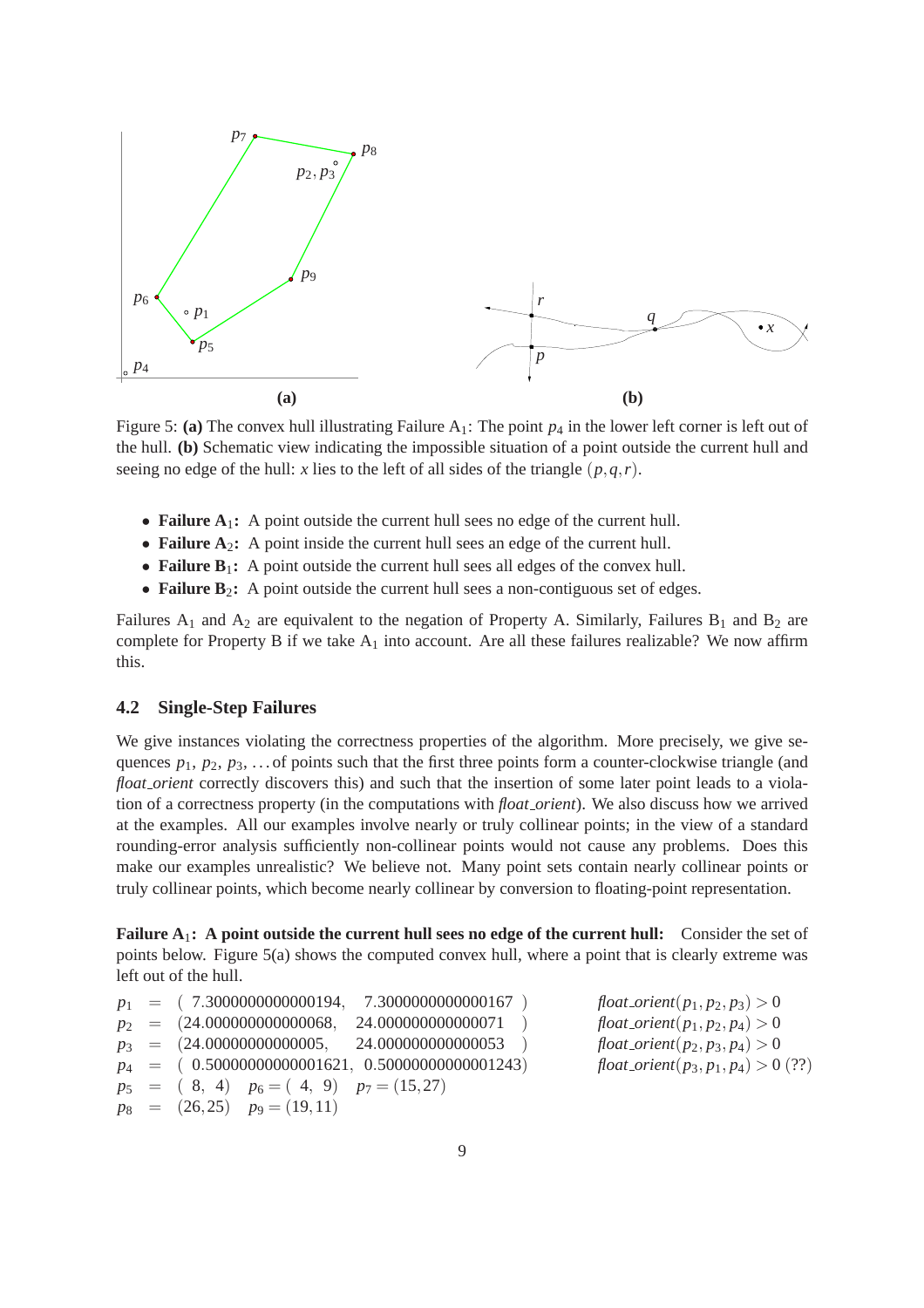Figure 5: **(a)** The convex hull illustrating Failure $A_1$: The point $p_4$ in the lower left corner is left out of the hull. **(b)** Schematic view indicating the impossible situation of a point outside the current hull and seeing no edge of the hull: $x$ lies to the left of all sides of the triangle $(p,q,r)$.

- **Failure $A_1$:** A point outside the current hull sees no edge of the current hull.
- **Failure $A_2$:** A point inside the current hull sees an edge of the current hull.
- **Failure $B_1$:** A point outside the current hull sees all edges of the convex hull.
- **Failure $B_2$:** A point outside the current hull sees a non-contiguous set of edges.

Failures $A_1$ and $A_2$ are equivalent to the negation of Property A. Similarly, Failures $B_1$ and $B_2$ are complete for Property B if we take $A_1$ into account. Are all these failures realizable? We now affirm this.

### 4.2 Single-Step Failures

We give instances violating the correctness properties of the algorithm. More precisely, we give sequences $p_1$, $p_2$, $p_3$, ... of points such that the first three points form a counter-clockwise triangle (and *float_orient* correctly discovers this) and such that the insertion of some later point leads to a violation of a correctness property (in the computations with *float_orient*). We also discuss how we arrived at the examples. All our examples involve nearly or truly collinear points; in the view of a standard rounding-error analysis sufficiently non-collinear points would not cause any problems. Does this make our examples unrealistic? We believe not. Many point sets contain nearly collinear points or truly collinear points, which become nearly collinear by conversion to floating-point representation.

**Failure $A_1$: A point outside the current hull sees no edge of the current hull:** Consider the set of points below. Figure 5(a) shows the computed convex hull, where a point that is clearly extreme was left out of the hull.

$$
\begin{aligned}
p_1 &= (\ 7.3000000000000194,\quad 7.3000000000000167\ ) \\
p_2 &= (24.000000000000068,\quad 24.000000000000071\ ) \\
p_3 &= (24.00000000000005,\quad 24.000000000000053\ ) \\
p_4 &= (\ 0.50000000000001621,\ 0.50000000000001243) \\
p_5 &= (\ 8,\ 4) \quad p_6 = (\ 4,\ 9) \quad p_7 = (15,27) \\
p_8 &= (26,25) \quad p_9 = (19,11)
\end{aligned}
$$

$$
\begin{aligned}
&\textit{float\_orient}(p_1,p_2,p_3) > 0 \\
&\textit{float\_orient}(p_1,p_2,p_4) > 0 \\
&\textit{float\_orient}(p_2,p_3,p_4) > 0 \\
&\textit{float\_orient}(p_3,p_1,p_4) > 0 \ (??)
\end{aligned}
$$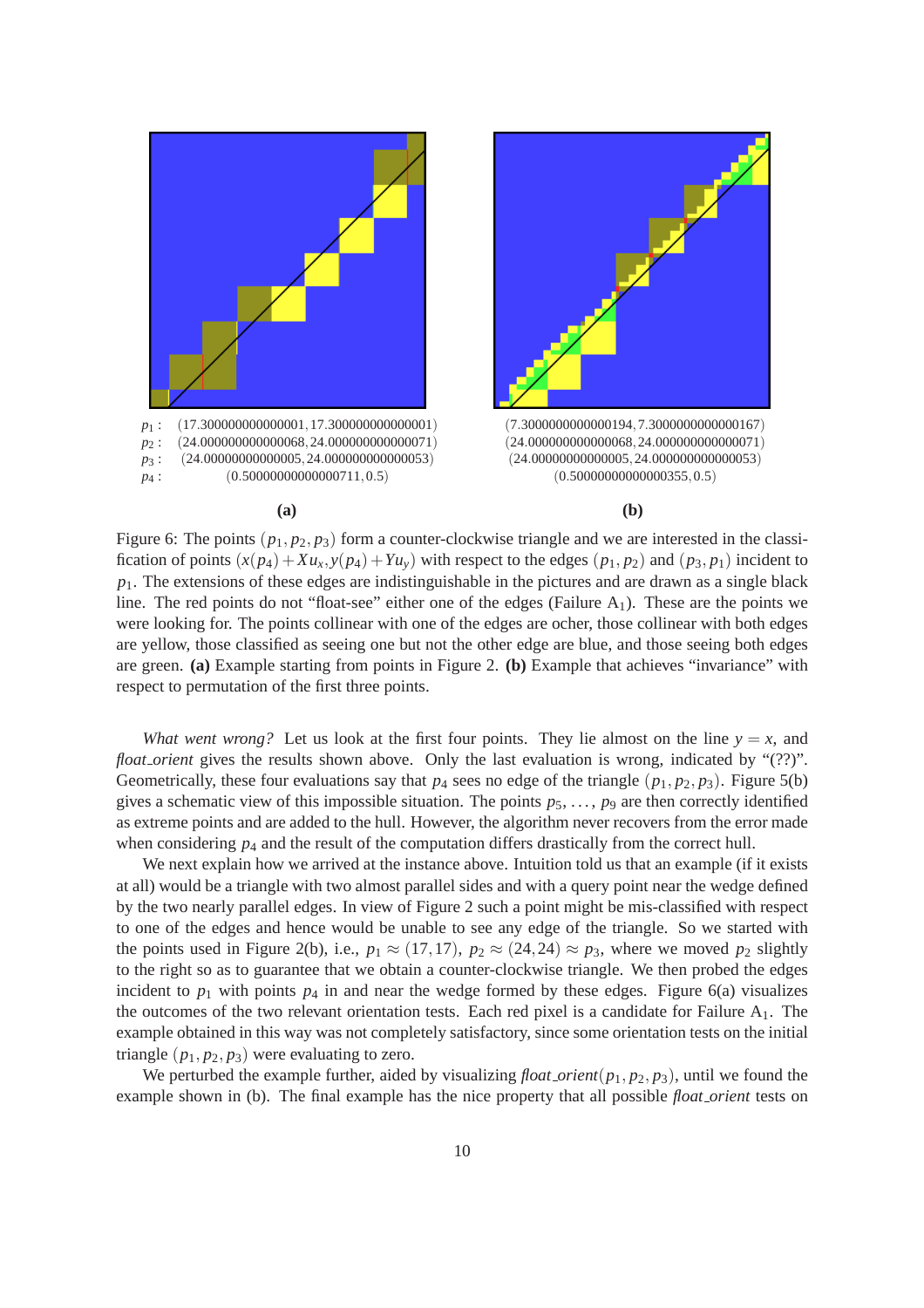$p_1$ : $(17.300000000000001, 17.300000000000001)$
$p_2$ : $(24.000000000000068, 24.000000000000071)$
$p_3$ : $(24.00000000000005, 24.000000000000053)$
$p_4$ : $(0.50000000000000711, 0.5)$

**(a)**

$(7.3000000000000194, 7.3000000000000167)$
$(24.000000000000068, 24.000000000000071)$
$(24.00000000000005, 24.000000000000053)$
$(0.50000000000000355, 0.5)$

**(b)**

Figure 6: The points $(p_1, p_2, p_3)$ form a counter-clockwise triangle and we are interested in the classification of points $(x(p_4) + Xu_x, y(p_4) + Yu_y)$ with respect to the edges $(p_1, p_2)$ and $(p_3, p_1)$ incident to $p_1$. The extensions of these edges are indistinguishable in the pictures and are drawn as a single black line. The red points do not "float-see" either one of the edges (Failure $A_1$). These are the points we were looking for. The points collinear with one of the edges are ocher, those collinear with both edges are yellow, those classified as seeing one but not the other edge are blue, and those seeing both edges are green. **(a)** Example starting from points in Figure 2. **(b)** Example that achieves "invariance" with respect to permutation of the first three points.

*What went wrong?* Let us look at the first four points. They lie almost on the line $y = x$, and *float_orient* gives the results shown above. Only the last evaluation is wrong, indicated by "(??)". Geometrically, these four evaluations say that $p_4$ sees no edge of the triangle $(p_1, p_2, p_3)$. Figure 5(b) gives a schematic view of this impossible situation. The points $p_5, \ldots, p_9$ are then correctly identified as extreme points and are added to the hull. However, the algorithm never recovers from the error made when considering $p_4$ and the result of the computation differs drastically from the correct hull.

We next explain how we arrived at the instance above. Intuition told us that an example (if it exists at all) would be a triangle with two almost parallel sides and with a query point near the wedge defined by the two nearly parallel edges. In view of Figure 2 such a point might be mis-classified with respect to one of the edges and hence would be unable to see any edge of the triangle. So we started with the points used in Figure 2(b), i.e., $p_1 \approx (17, 17)$, $p_2 \approx (24, 24) \approx p_3$, where we moved $p_2$ slightly to the right so as to guarantee that we obtain a counter-clockwise triangle. We then probed the edges incident to $p_1$ with points $p_4$ in and near the wedge formed by these edges. Figure 6(a) visualizes the outcomes of the two relevant orientation tests. Each red pixel is a candidate for Failure $A_1$. The example obtained in this way was not completely satisfactory, since some orientation tests on the initial triangle $(p_1, p_2, p_3)$ were evaluating to zero.

We perturbed the example further, aided by visualizing *float_orient*$(p_1, p_2, p_3)$, until we found the example shown in (b). The final example has the nice property that all possible *float_orient* tests on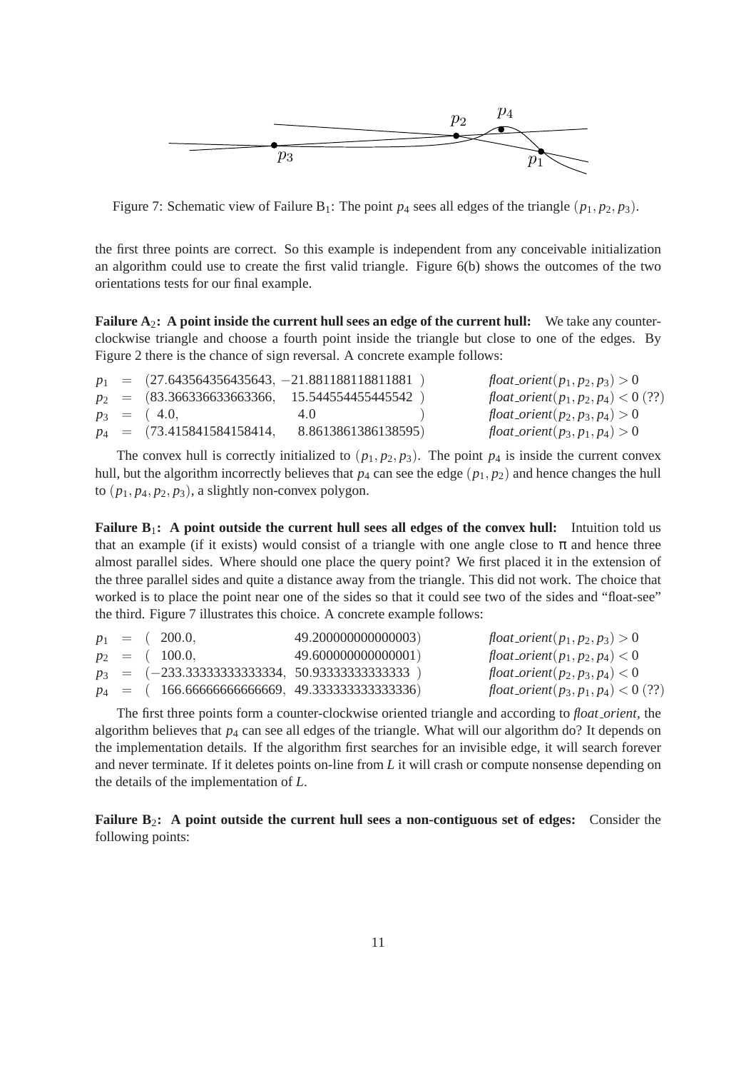Figure 7: Schematic view of Failure $B_1$: The point $p_4$ sees all edges of the triangle $(p_1, p_2, p_3)$.

the first three points are correct. So this example is independent from any conceivable initialization an algorithm could use to create the first valid triangle. Figure 6(b) shows the outcomes of the two orientations tests for our final example.

**Failure $A_2$: A point inside the current hull sees an edge of the current hull:** We take any counter-clockwise triangle and choose a fourth point inside the triangle but close to one of the edges. By Figure 2 there is the chance of sign reversal. A concrete example follows:

$$
\begin{array}{lll}
p_1 = (27.643564356435643, \; -21.881188118811881\;) & & \textit{float\_orient}(p_1, p_2, p_3) > 0 \\
p_2 = (83.366336633663366, \; 15.544554455445542\;) & & \textit{float\_orient}(p_1, p_2, p_4) < 0 \; (??) \\
p_3 = (\;4.0, \; 4.0\;) & & \textit{float\_orient}(p_2, p_3, p_4) > 0 \\
p_4 = (73.415841584158414, \; 8.8613861386138595) & & \textit{float\_orient}(p_3, p_1, p_4) > 0
\end{array}
$$

The convex hull is correctly initialized to $(p_1, p_2, p_3)$. The point $p_4$ is inside the current convex hull, but the algorithm incorrectly believes that $p_4$ can see the edge $(p_1, p_2)$ and hence changes the hull to $(p_1, p_4, p_2, p_3)$, a slightly non-convex polygon.

**Failure $B_1$: A point outside the current hull sees all edges of the convex hull:** Intuition told us that an example (if it exists) would consist of a triangle with one angle close to $\pi$ and hence three almost parallel sides. Where should one place the query point? We first placed it in the extension of the three parallel sides and quite a distance away from the triangle. This did not work. The choice that worked is to place the point near one of the sides so that it could see two of the sides and "float-see" the third. Figure 7 illustrates this choice. A concrete example follows:

$$
\begin{array}{lll}
p_1 = (\;200.0, \; 49.200000000000003) & & \textit{float\_orient}(p_1, p_2, p_3) > 0 \\
p_2 = (\;100.0, \; 49.600000000000001) & & \textit{float\_orient}(p_1, p_2, p_4) < 0 \\
p_3 = (-233.33333333333334, \; 50.93333333333333\;) & & \textit{float\_orient}(p_2, p_3, p_4) < 0 \\
p_4 = (\;166.66666666666669, \; 49.333333333333336) & & \textit{float\_orient}(p_3, p_1, p_4) < 0 \; (??)
\end{array}
$$

The first three points form a counter-clockwise oriented triangle and according to *float_orient*, the algorithm believes that $p_4$ can see all edges of the triangle. What will our algorithm do? It depends on the implementation details. If the algorithm first searches for an invisible edge, it will search forever and never terminate. If it deletes points on-line from $L$ it will crash or compute nonsense depending on the details of the implementation of $L$.

**Failure $B_2$: A point outside the current hull sees a non-contiguous set of edges:** Consider the following points: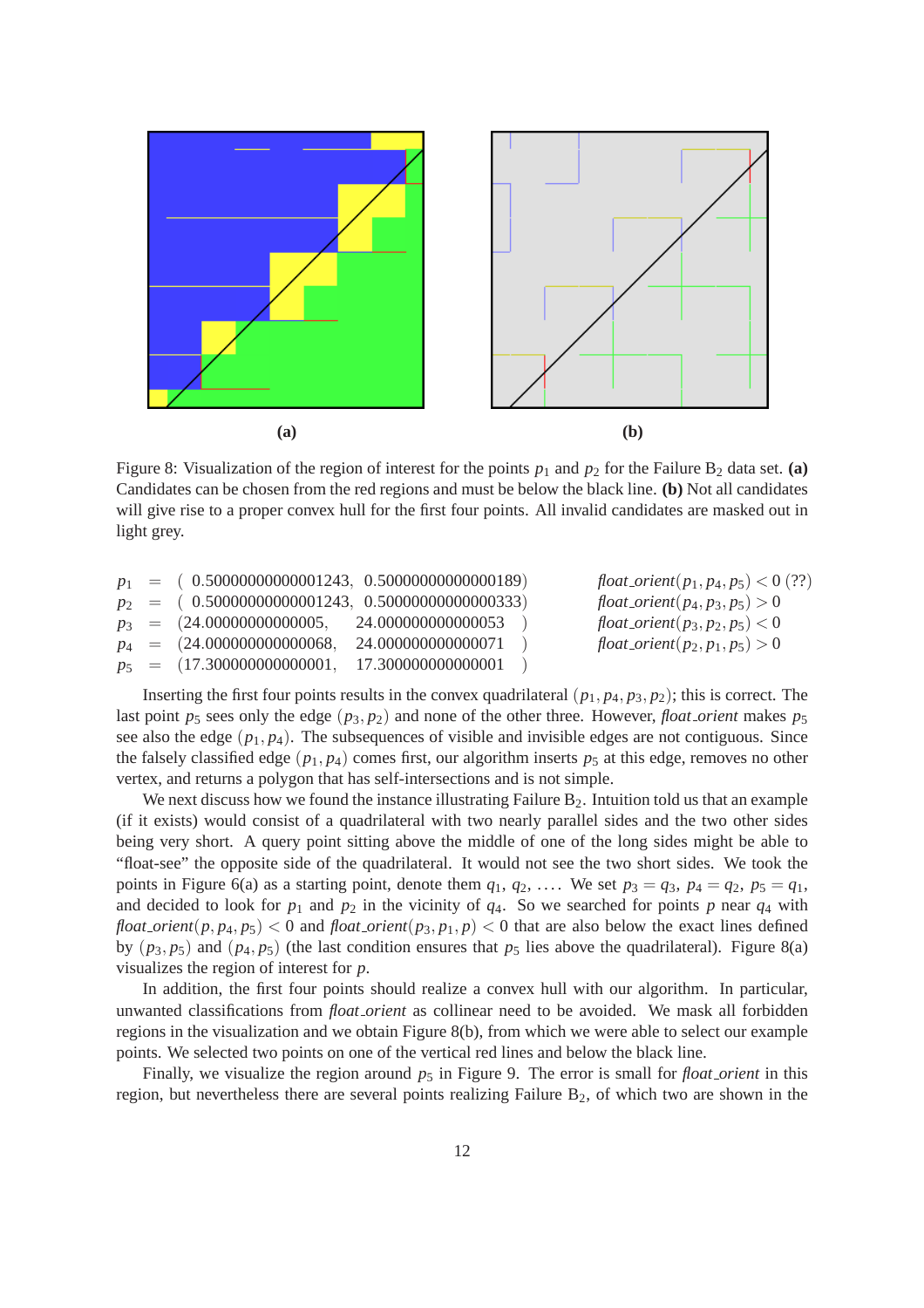**(a)** **(b)**

Figure 8: Visualization of the region of interest for the points $p_1$ and $p_2$ for the Failure $\mathrm{B}_2$ data set. **(a)** Candidates can be chosen from the red regions and must be below the black line. **(b)** Not all candidates will give rise to a proper convex hull for the first four points. All invalid candidates are masked out in light grey.

$$
\begin{aligned}
p_1 &= (\ 0.50000000000001243,\ 0.50000000000000189) \\
p_2 &= (\ 0.50000000000001243,\ 0.50000000000000333) \\
p_3 &= (24.00000000000005,\ 24.000000000000053\ ) \\
p_4 &= (24.000000000000068,\ 24.000000000000071\ ) \\
p_5 &= (17.300000000000001,\ 17.300000000000001\ )
\end{aligned}
\qquad
\begin{aligned}
&\mathit{float\_orient}(p_1, p_4, p_5) < 0 \ (??) \\
&\mathit{float\_orient}(p_4, p_3, p_5) > 0 \\
&\mathit{float\_orient}(p_3, p_2, p_5) < 0 \\
&\mathit{float\_orient}(p_2, p_1, p_5) > 0
\end{aligned}
$$

Inserting the first four points results in the convex quadrilateral $(p_1, p_4, p_3, p_2)$; this is correct. The last point $p_5$ sees only the edge $(p_3, p_2)$ and none of the other three. However, *float_orient* makes $p_5$ see also the edge $(p_1, p_4)$. The subsequences of visible and invisible edges are not contiguous. Since the falsely classified edge $(p_1, p_4)$ comes first, our algorithm inserts $p_5$ at this edge, removes no other vertex, and returns a polygon that has self-intersections and is not simple.

We next discuss how we found the instance illustrating Failure $\mathrm{B}_2$. Intuition told us that an example (if it exists) would consist of a quadrilateral with two nearly parallel sides and the two other sides being very short. A query point sitting above the middle of one of the long sides might be able to "float-see" the opposite side of the quadrilateral. It would not see the two short sides. We took the points in Figure 6(a) as a starting point, denote them $q_1, q_2, \ldots$. We set $p_3 = q_3$, $p_4 = q_2$, $p_5 = q_1$, and decided to look for $p_1$ and $p_2$ in the vicinity of $q_4$. So we searched for points $p$ near $q_4$ with $\mathit{float\_orient}(p, p_4, p_5) < 0$ and $\mathit{float\_orient}(p_3, p_1, p) < 0$ that are also below the exact lines defined by $(p_3, p_5)$ and $(p_4, p_5)$ (the last condition ensures that $p_5$ lies above the quadrilateral). Figure 8(a) visualizes the region of interest for $p$.

In addition, the first four points should realize a convex hull with our algorithm. In particular, unwanted classifications from *float_orient* as collinear need to be avoided. We mask all forbidden regions in the visualization and we obtain Figure 8(b), from which we were able to select our example points. We selected two points on one of the vertical red lines and below the black line.

Finally, we visualize the region around $p_5$ in Figure 9. The error is small for *float_orient* in this region, but nevertheless there are several points realizing Failure $\mathrm{B}_2$, of which two are shown in the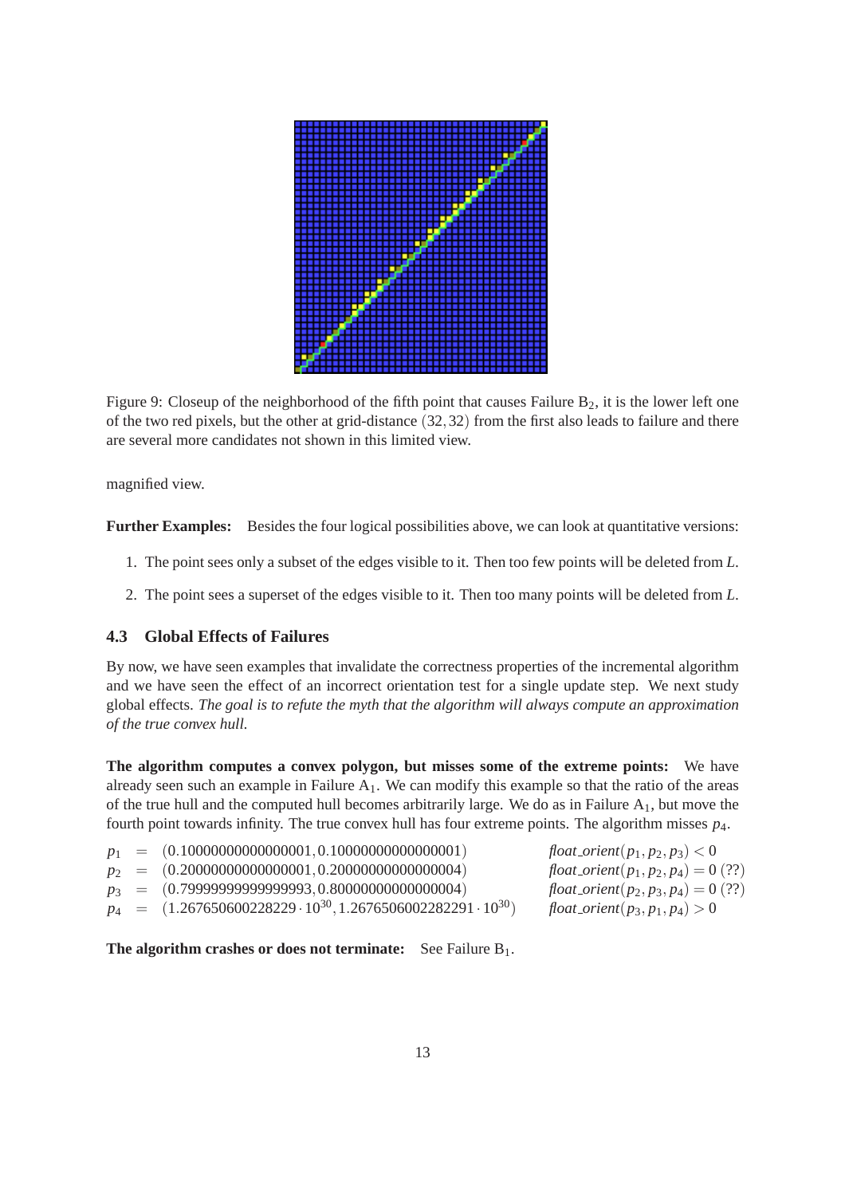Figure 9: Closeup of the neighborhood of the fifth point that causes Failure $B_2$, it is the lower left one of the two red pixels, but the other at grid-distance $(32,32)$ from the first also leads to failure and there are several more candidates not shown in this limited view.

magnified view.

**Further Examples:** Besides the four logical possibilities above, we can look at quantitative versions:

1. The point sees only a subset of the edges visible to it. Then too few points will be deleted from $L$.
2. The point sees a superset of the edges visible to it. Then too many points will be deleted from $L$.

### 4.3 Global Effects of Failures

By now, we have seen examples that invalidate the correctness properties of the incremental algorithm and we have seen the effect of an incorrect orientation test for a single update step. We next study global effects. *The goal is to refute the myth that the algorithm will always compute an approximation of the true convex hull.*

**The algorithm computes a convex polygon, but misses some of the extreme points:** We have already seen such an example in Failure $A_1$. We can modify this example so that the ratio of the areas of the true hull and the computed hull becomes arbitrarily large. We do as in Failure $A_1$, but move the fourth point towards infinity. The true convex hull has four extreme points. The algorithm misses $p_4$.

$$
\begin{aligned}
p_1 &= (0.10000000000000001, 0.10000000000000001) & \quad & \mathit{float\_orient}(p_1,p_2,p_3) < 0 \\
p_2 &= (0.20000000000000001, 0.20000000000000004) & \quad & \mathit{float\_orient}(p_1,p_2,p_4) = 0 \; (??) \\
p_3 &= (0.79999999999999993, 0.80000000000000004) & \quad & \mathit{float\_orient}(p_2,p_3,p_4) = 0 \; (??) \\
p_4 &= (1.267650600228229 \cdot 10^{30}, 1.2676506002282291 \cdot 10^{30}) & \quad & \mathit{float\_orient}(p_3,p_1,p_4) > 0
\end{aligned}
$$

**The algorithm crashes or does not terminate:** See Failure $B_1$.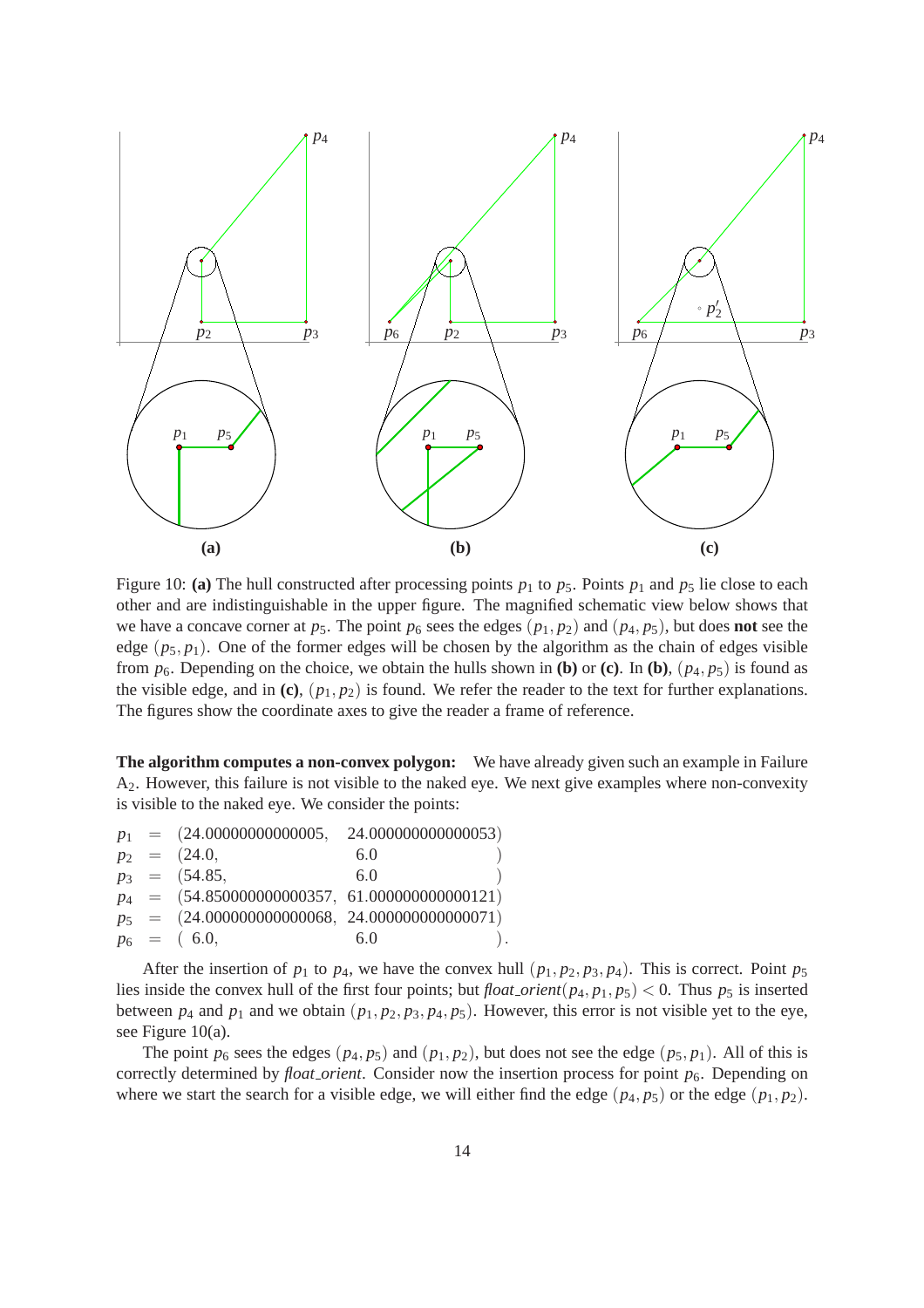Figure 10: **(a)** The hull constructed after processing points $p_1$ to $p_5$. Points $p_1$ and $p_5$ lie close to each other and are indistinguishable in the upper figure. The magnified schematic view below shows that we have a concave corner at $p_5$. The point $p_6$ sees the edges $(p_1, p_2)$ and $(p_4, p_5)$, but does **not** see the edge $(p_5, p_1)$. One of the former edges will be chosen by the algorithm as the chain of edges visible from $p_6$. Depending on the choice, we obtain the hulls shown in **(b)** or **(c)**. In **(b)**, $(p_4, p_5)$ is found as the visible edge, and in **(c)**, $(p_1, p_2)$ is found. We refer the reader to the text for further explanations. The figures show the coordinate axes to give the reader a frame of reference.

**The algorithm computes a non-convex polygon:** We have already given such an example in Failure $A_2$. However, this failure is not visible to the naked eye. We next give examples where non-convexity is visible to the naked eye. We consider the points:

$$
\begin{aligned}
p_1 &= (24.00000000000005, \; 24.000000000000053) \\
p_2 &= (24.0, \; 6.0) \\
p_3 &= (54.85, \; 6.0) \\
p_4 &= (54.850000000000357, \; 61.000000000000121) \\
p_5 &= (24.000000000000068, \; 24.000000000000071) \\
p_6 &= (6.0, \; 6.0).
\end{aligned}
$$

After the insertion of $p_1$ to $p_4$, we have the convex hull $(p_1, p_2, p_3, p_4)$. This is correct. Point $p_5$ lies inside the convex hull of the first four points; but *float_orient*$(p_4, p_1, p_5) < 0$. Thus $p_5$ is inserted between $p_4$ and $p_1$ and we obtain $(p_1, p_2, p_3, p_4, p_5)$. However, this error is not visible yet to the eye, see Figure 10(a).

The point $p_6$ sees the edges $(p_4, p_5)$ and $(p_1, p_2)$, but does not see the edge $(p_5, p_1)$. All of this is correctly determined by *float_orient*. Consider now the insertion process for point $p_6$. Depending on where we start the search for a visible edge, we will either find the edge $(p_4, p_5)$ or the edge $(p_1, p_2)$.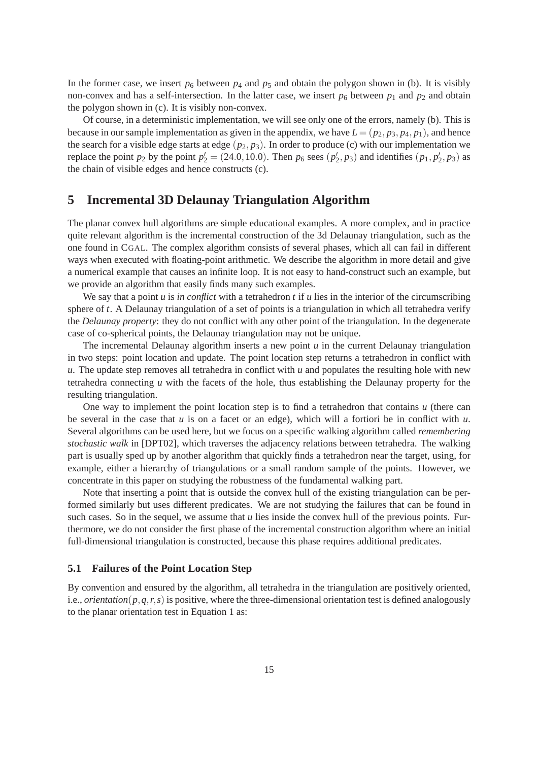In the former case, we insert $p_6$ between $p_4$ and $p_5$ and obtain the polygon shown in (b). It is visibly non-convex and has a self-intersection. In the latter case, we insert $p_6$ between $p_1$ and $p_2$ and obtain the polygon shown in (c). It is visibly non-convex.

Of course, in a deterministic implementation, we will see only one of the errors, namely (b). This is because in our sample implementation as given in the appendix, we have $L = (p_2, p_3, p_4, p_1)$, and hence the search for a visible edge starts at edge $(p_2, p_3)$. In order to produce (c) with our implementation we replace the point $p_2$ by the point $p_2' = (24.0, 10.0)$. Then $p_6$ sees $(p_2', p_3)$ and identifies $(p_1, p_2', p_3)$ as the chain of visible edges and hence constructs (c).

# 5 Incremental 3D Delaunay Triangulation Algorithm

The planar convex hull algorithms are simple educational examples. A more complex, and in practice quite relevant algorithm is the incremental construction of the 3d Delaunay triangulation, such as the one found in CGAL. The complex algorithm consists of several phases, which all can fail in different ways when executed with floating-point arithmetic. We describe the algorithm in more detail and give a numerical example that causes an infinite loop. It is not easy to hand-construct such an example, but we provide an algorithm that easily finds many such examples.

We say that a point $u$ is *in conflict* with a tetrahedron $t$ if $u$ lies in the interior of the circumscribing sphere of $t$. A Delaunay triangulation of a set of points is a triangulation in which all tetrahedra verify the *Delaunay property*: they do not conflict with any other point of the triangulation. In the degenerate case of co-spherical points, the Delaunay triangulation may not be unique.

The incremental Delaunay algorithm inserts a new point $u$ in the current Delaunay triangulation in two steps: point location and update. The point location step returns a tetrahedron in conflict with $u$. The update step removes all tetrahedra in conflict with $u$ and populates the resulting hole with new tetrahedra connecting $u$ with the facets of the hole, thus establishing the Delaunay property for the resulting triangulation.

One way to implement the point location step is to find a tetrahedron that contains $u$ (there can be several in the case that $u$ is on a facet or an edge), which will a fortiori be in conflict with $u$. Several algorithms can be used here, but we focus on a specific walking algorithm called *remembering stochastic walk* in [DPT02], which traverses the adjacency relations between tetrahedra. The walking part is usually sped up by another algorithm that quickly finds a tetrahedron near the target, using, for example, either a hierarchy of triangulations or a small random sample of the points. However, we concentrate in this paper on studying the robustness of the fundamental walking part.

Note that inserting a point that is outside the convex hull of the existing triangulation can be performed similarly but uses different predicates. We are not studying the failures that can be found in such cases. So in the sequel, we assume that $u$ lies inside the convex hull of the previous points. Furthermore, we do not consider the first phase of the incremental construction algorithm where an initial full-dimensional triangulation is constructed, because this phase requires additional predicates.

## 5.1 Failures of the Point Location Step

By convention and ensured by the algorithm, all tetrahedra in the triangulation are positively oriented, i.e., $orientation(p, q, r, s)$ is positive, where the three-dimensional orientation test is defined analogously to the planar orientation test in Equation 1 as: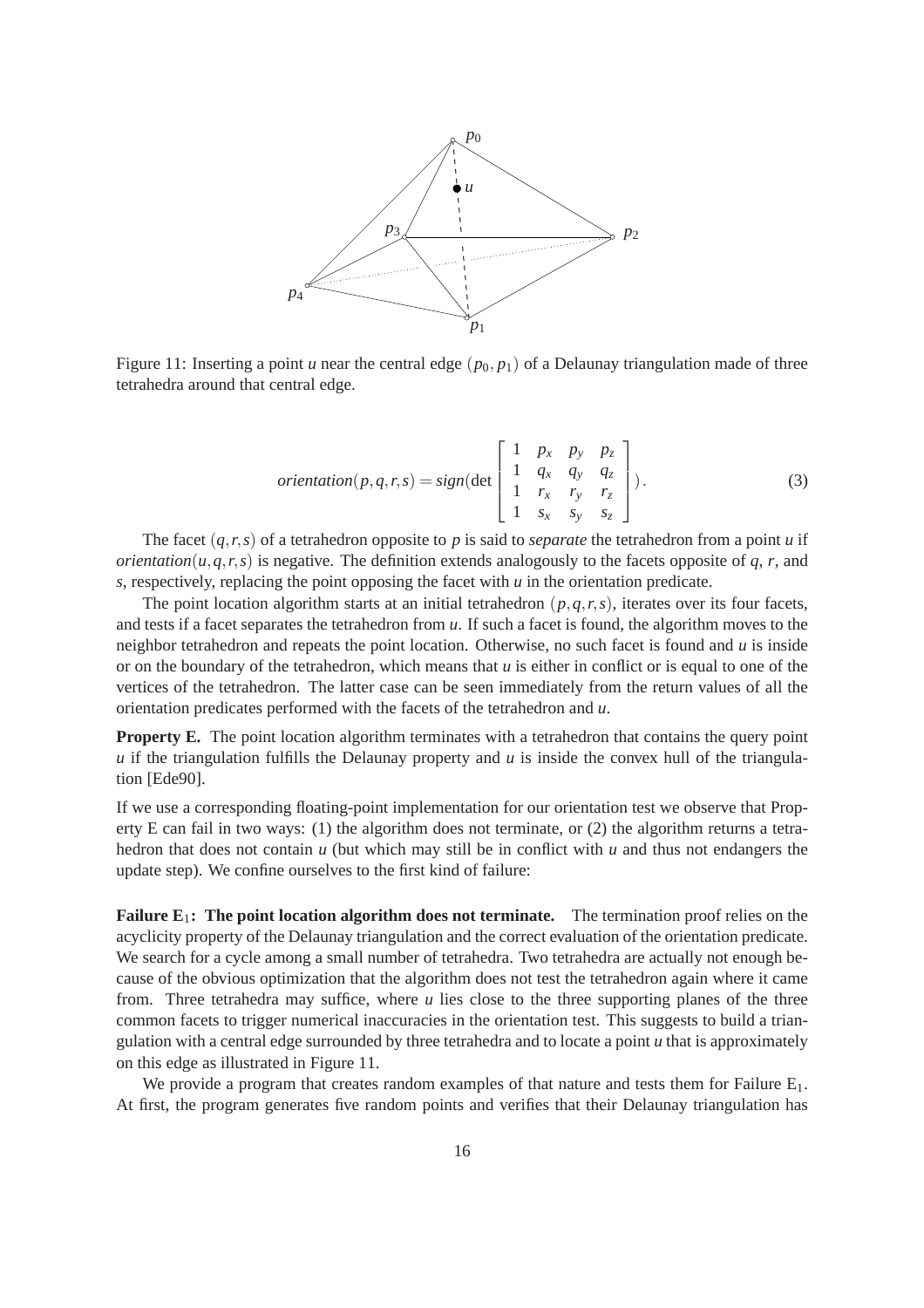Figure 11: Inserting a point $u$ near the central edge $(p_0, p_1)$ of a Delaunay triangulation made of three tetrahedra around that central edge.

$$\textit{orientation}(p,q,r,s) = \textit{sign}(\det \begin{bmatrix} 1 & p_x & p_y & p_z \\ 1 & q_x & q_y & q_z \\ 1 & r_x & r_y & r_z \\ 1 & s_x & s_y & s_z \end{bmatrix}). \tag{3}$$

The facet $(q,r,s)$ of a tetrahedron opposite to $p$ is said to *separate* the tetrahedron from a point $u$ if $\textit{orientation}(u,q,r,s)$ is negative. The definition extends analogously to the facets opposite of $q$, $r$, and $s$, respectively, replacing the point opposing the facet with $u$ in the orientation predicate.

The point location algorithm starts at an initial tetrahedron $(p,q,r,s)$, iterates over its four facets, and tests if a facet separates the tetrahedron from $u$. If such a facet is found, the algorithm moves to the neighbor tetrahedron and repeats the point location. Otherwise, no such facet is found and $u$ is inside or on the boundary of the tetrahedron, which means that $u$ is either in conflict or is equal to one of the vertices of the tetrahedron. The latter case can be seen immediately from the return values of all the orientation predicates performed with the facets of the tetrahedron and $u$.

**Property E.** The point location algorithm terminates with a tetrahedron that contains the query point $u$ if the triangulation fulfills the Delaunay property and $u$ is inside the convex hull of the triangulation [Ede90].

If we use a corresponding floating-point implementation for our orientation test we observe that Property E can fail in two ways: (1) the algorithm does not terminate, or (2) the algorithm returns a tetrahedron that does not contain $u$ (but which may still be in conflict with $u$ and thus not endangers the update step). We confine ourselves to the first kind of failure:

**Failure $E_1$: The point location algorithm does not terminate.** The termination proof relies on the acyclicity property of the Delaunay triangulation and the correct evaluation of the orientation predicate. We search for a cycle among a small number of tetrahedra. Two tetrahedra are actually not enough because of the obvious optimization that the algorithm does not test the tetrahedron again where it came from. Three tetrahedra may suffice, where $u$ lies close to the three supporting planes of the three common facets to trigger numerical inaccuracies in the orientation test. This suggests to build a triangulation with a central edge surrounded by three tetrahedra and to locate a point $u$ that is approximately on this edge as illustrated in Figure 11.

We provide a program that creates random examples of that nature and tests them for Failure $E_1$. At first, the program generates five random points and verifies that their Delaunay triangulation has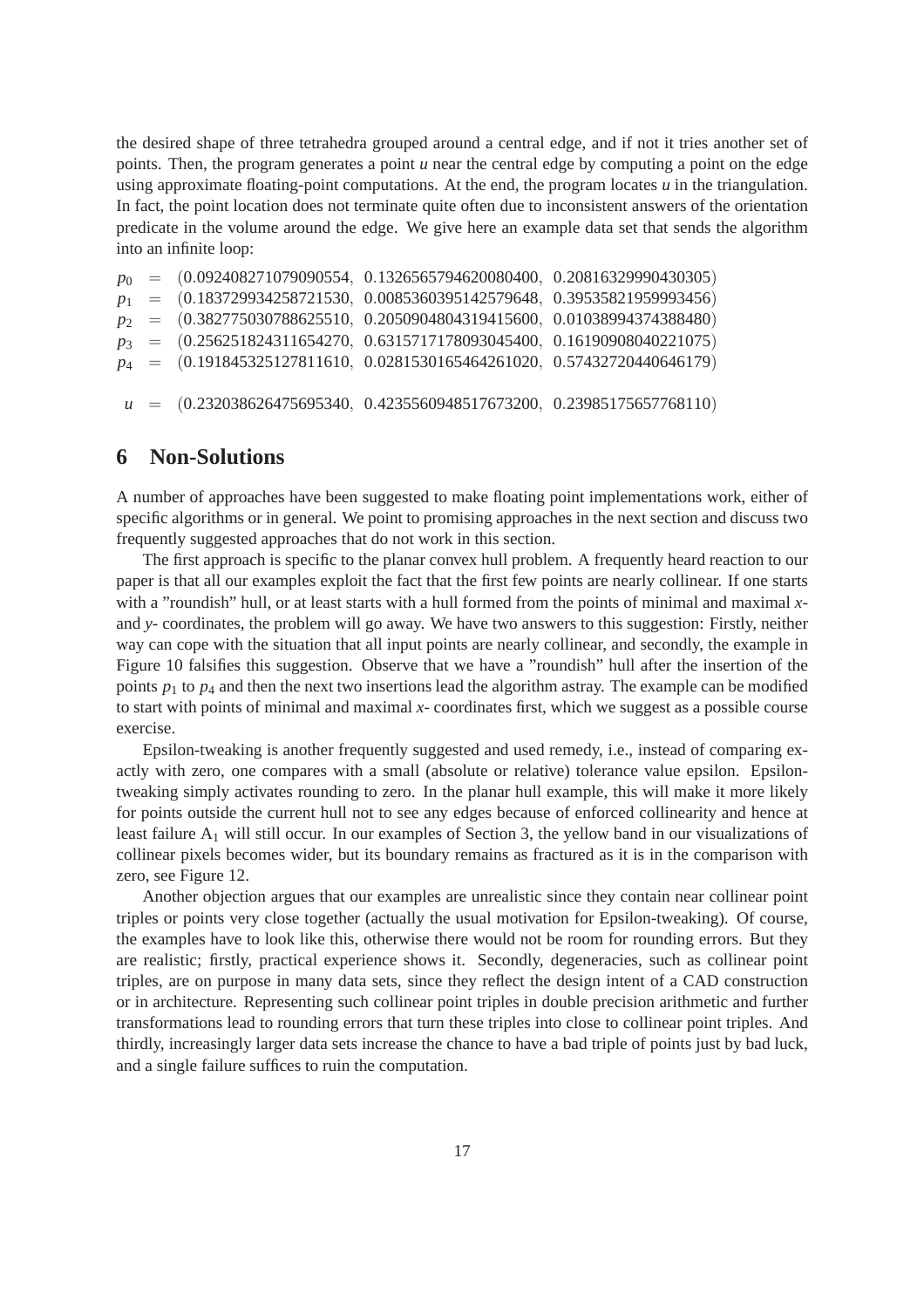the desired shape of three tetrahedra grouped around a central edge, and if not it tries another set of points. Then, the program generates a point $u$ near the central edge by computing a point on the edge using approximate floating-point computations. At the end, the program locates $u$ in the triangulation. In fact, the point location does not terminate quite often due to inconsistent answers of the orientation predicate in the volume around the edge. We give here an example data set that sends the algorithm into an infinite loop:

$$
\begin{aligned}
p_0 &= (0.092408271079090554,\ 0.1326565794620080400,\ 0.20816329990430305) \\
p_1 &= (0.183729934258721530,\ 0.0085360395142579648,\ 0.39535821959993456) \\
p_2 &= (0.382775030788625510,\ 0.2050904804319415600,\ 0.01038994374388480) \\
p_3 &= (0.256251824311654270,\ 0.6315717178093045400,\ 0.16190908040221075) \\
p_4 &= (0.191845325127811610,\ 0.0281530165464261020,\ 0.57432720440646179) \\
\\
u &= (0.232038626475695340,\ 0.4235560948517673200,\ 0.23985175657768110)
\end{aligned}
$$

## 6 Non-Solutions

A number of approaches have been suggested to make floating point implementations work, either of specific algorithms or in general. We point to promising approaches in the next section and discuss two frequently suggested approaches that do not work in this section.

The first approach is specific to the planar convex hull problem. A frequently heard reaction to our paper is that all our examples exploit the fact that the first few points are nearly collinear. If one starts with a "roundish" hull, or at least starts with a hull formed from the points of minimal and maximal $x$- and $y$- coordinates, the problem will go away. We have two answers to this suggestion: Firstly, neither way can cope with the situation that all input points are nearly collinear, and secondly, the example in Figure 10 falsifies this suggestion. Observe that we have a "roundish" hull after the insertion of the points $p_1$ to $p_4$ and then the next two insertions lead the algorithm astray. The example can be modified to start with points of minimal and maximal $x$- coordinates first, which we suggest as a possible course exercise.

Epsilon-tweaking is another frequently suggested and used remedy, i.e., instead of comparing exactly with zero, one compares with a small (absolute or relative) tolerance value epsilon. Epsilon-tweaking simply activates rounding to zero. In the planar hull example, this will make it more likely for points outside the current hull not to see any edges because of enforced collinearity and hence at least failure $A_1$ will still occur. In our examples of Section 3, the yellow band in our visualizations of collinear pixels becomes wider, but its boundary remains as fractured as it is in the comparison with zero, see Figure 12.

Another objection argues that our examples are unrealistic since they contain near collinear point triples or points very close together (actually the usual motivation for Epsilon-tweaking). Of course, the examples have to look like this, otherwise there would not be room for rounding errors. But they are realistic; firstly, practical experience shows it. Secondly, degeneracies, such as collinear point triples, are on purpose in many data sets, since they reflect the design intent of a CAD construction or in architecture. Representing such collinear point triples in double precision arithmetic and further transformations lead to rounding errors that turn these triples into close to collinear point triples. And thirdly, increasingly larger data sets increase the chance to have a bad triple of points just by bad luck, and a single failure suffices to ruin the computation.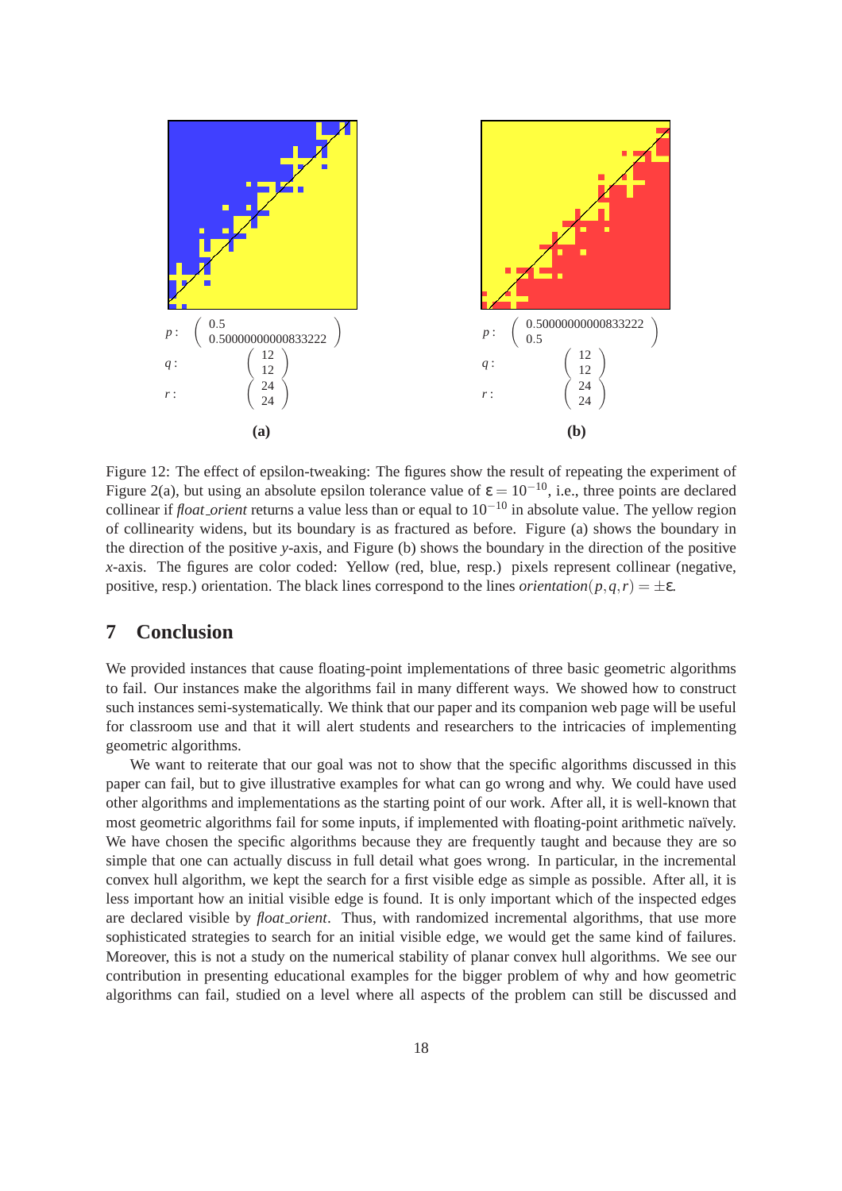$p: \begin{pmatrix} 0.5 \\ 0.50000000000833222 \end{pmatrix}$ $q: \begin{pmatrix} 12 \\ 12 \end{pmatrix}$ $r: \begin{pmatrix} 24 \\ 24 \end{pmatrix}$

**(a)**

$p: \begin{pmatrix} 0.50000000000833222 \\ 0.5 \end{pmatrix}$ $q: \begin{pmatrix} 12 \\ 12 \end{pmatrix}$ $r: \begin{pmatrix} 24 \\ 24 \end{pmatrix}$

**(b)**

Figure 12: The effect of epsilon-tweaking: The figures show the result of repeating the experiment of Figure 2(a), but using an absolute epsilon tolerance value of $\varepsilon = 10^{-10}$, i.e., three points are declared collinear if *float_orient* returns a value less than or equal to $10^{-10}$ in absolute value. The yellow region of collinearity widens, but its boundary is as fractured as before. Figure (a) shows the boundary in the direction of the positive $y$-axis, and Figure (b) shows the boundary in the direction of the positive $x$-axis. The figures are color coded: Yellow (red, blue, resp.) pixels represent collinear (negative, positive, resp.) orientation. The black lines correspond to the lines $\mathit{orientation}(p,q,r) = \pm\varepsilon$.

## 7 Conclusion

We provided instances that cause floating-point implementations of three basic geometric algorithms to fail. Our instances make the algorithms fail in many different ways. We showed how to construct such instances semi-systematically. We think that our paper and its companion web page will be useful for classroom use and that it will alert students and researchers to the intricacies of implementing geometric algorithms.

We want to reiterate that our goal was not to show that the specific algorithms discussed in this paper can fail, but to give illustrative examples for what can go wrong and why. We could have used other algorithms and implementations as the starting point of our work. After all, it is well-known that most geometric algorithms fail for some inputs, if implemented with floating-point arithmetic naïvely. We have chosen the specific algorithms because they are frequently taught and because they are so simple that one can actually discuss in full detail what goes wrong. In particular, in the incremental convex hull algorithm, we kept the search for a first visible edge as simple as possible. After all, it is less important how an initial visible edge is found. It is only important which of the inspected edges are declared visible by *float_orient*. Thus, with randomized incremental algorithms, that use more sophisticated strategies to search for an initial visible edge, we would get the same kind of failures. Moreover, this is not a study on the numerical stability of planar convex hull algorithms. We see our contribution in presenting educational examples for the bigger problem of why and how geometric algorithms can fail, studied on a level where all aspects of the problem can still be discussed and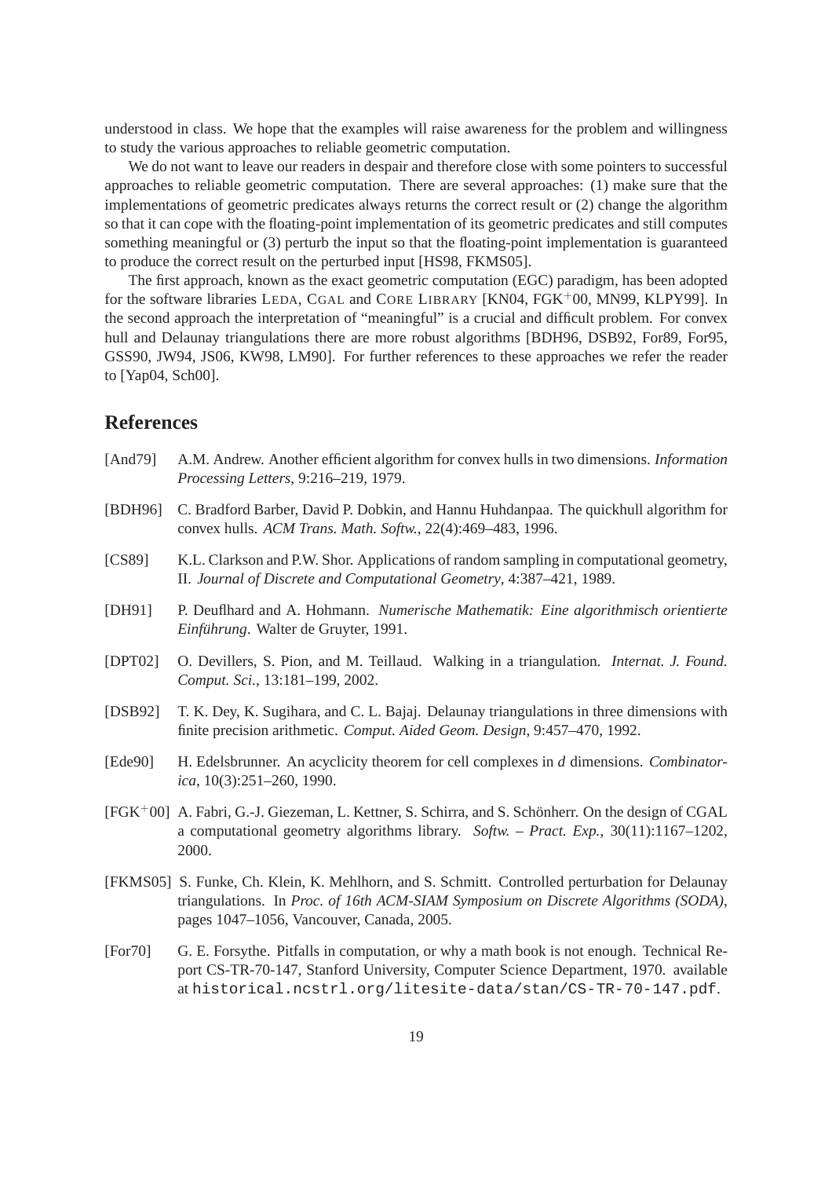understood in class. We hope that the examples will raise awareness for the problem and willingness to study the various approaches to reliable geometric computation.

We do not want to leave our readers in despair and therefore close with some pointers to successful approaches to reliable geometric computation. There are several approaches: (1) make sure that the implementations of geometric predicates always returns the correct result or (2) change the algorithm so that it can cope with the floating-point implementation of its geometric predicates and still computes something meaningful or (3) perturb the input so that the floating-point implementation is guaranteed to produce the correct result on the perturbed input [HS98, FKMS05].

The first approach, known as the exact geometric computation (EGC) paradigm, has been adopted for the software libraries LEDA, CGAL and CORE LIBRARY [KN04, FGK$^{+}$00, MN99, KLPY99]. In the second approach the interpretation of "meaningful" is a crucial and difficult problem. For convex hull and Delaunay triangulations there are more robust algorithms [BDH96, DSB92, For89, For95, GSS90, JW94, JS06, KW98, LM90]. For further references to these approaches we refer the reader to [Yap04, Sch00].

## References

[And79] A.M. Andrew. Another efficient algorithm for convex hulls in two dimensions. *Information Processing Letters*, 9:216–219, 1979.

[BDH96] C. Bradford Barber, David P. Dobkin, and Hannu Huhdanpaa. The quickhull algorithm for convex hulls. *ACM Trans. Math. Softw.*, 22(4):469–483, 1996.

[CS89] K.L. Clarkson and P.W. Shor. Applications of random sampling in computational geometry, II. *Journal of Discrete and Computational Geometry*, 4:387–421, 1989.

[DH91] P. Deuflhard and A. Hohmann. *Numerische Mathematik: Eine algorithmisch orientierte Einführung*. Walter de Gruyter, 1991.

[DPT02] O. Devillers, S. Pion, and M. Teillaud. Walking in a triangulation. *Internat. J. Found. Comput. Sci.*, 13:181–199, 2002.

[DSB92] T. K. Dey, K. Sugihara, and C. L. Bajaj. Delaunay triangulations in three dimensions with finite precision arithmetic. *Comput. Aided Geom. Design*, 9:457–470, 1992.

[Ede90] H. Edelsbrunner. An acyclicity theorem for cell complexes in *d* dimensions. *Combinatorica*, 10(3):251–260, 1990.

[FGK$^{+}$00] A. Fabri, G.-J. Giezeman, L. Kettner, S. Schirra, and S. Schönherr. On the design of CGAL a computational geometry algorithms library. *Softw. – Pract. Exp.*, 30(11):1167–1202, 2000.

[FKMS05] S. Funke, Ch. Klein, K. Mehlhorn, and S. Schmitt. Controlled perturbation for Delaunay triangulations. In *Proc. of 16th ACM-SIAM Symposium on Discrete Algorithms (SODA)*, pages 1047–1056, Vancouver, Canada, 2005.

[For70] G. E. Forsythe. Pitfalls in computation, or why a math book is not enough. Technical Report CS-TR-70-147, Stanford University, Computer Science Department, 1970. available at `historical.ncstrl.org/litesite-data/stan/CS-TR-70-147.pdf`.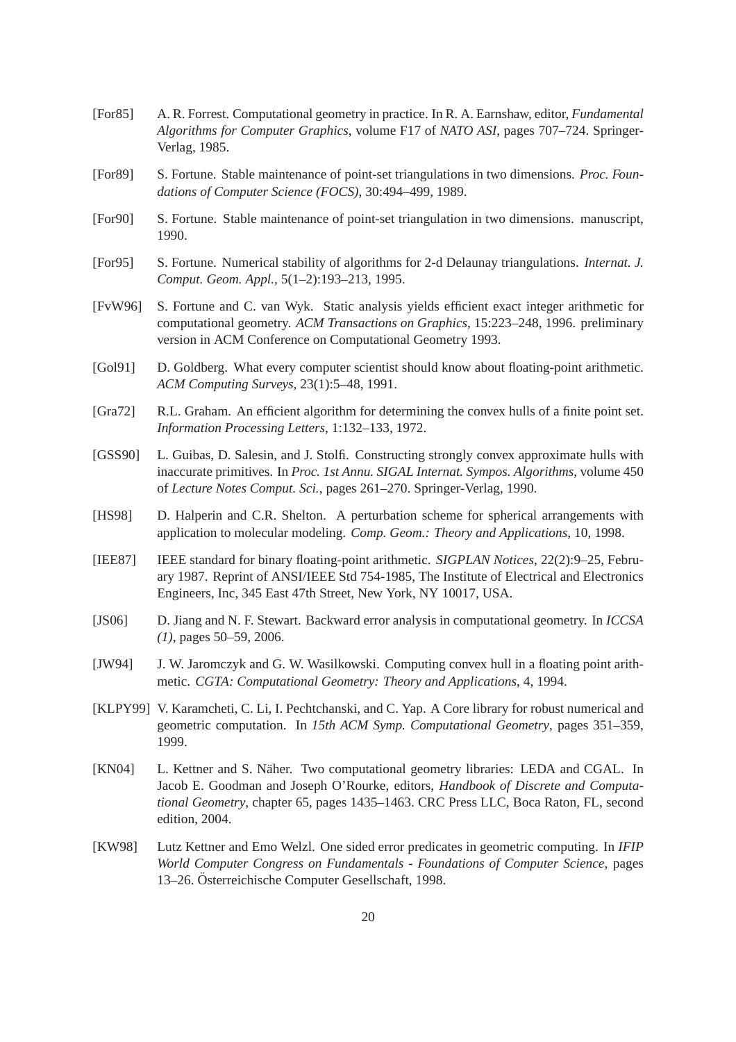[For85] A. R. Forrest. Computational geometry in practice. In R. A. Earnshaw, editor, *Fundamental Algorithms for Computer Graphics*, volume F17 of *NATO ASI*, pages 707–724. Springer-Verlag, 1985.

[For89] S. Fortune. Stable maintenance of point-set triangulations in two dimensions. *Proc. Foundations of Computer Science (FOCS)*, 30:494–499, 1989.

[For90] S. Fortune. Stable maintenance of point-set triangulation in two dimensions. manuscript, 1990.

[For95] S. Fortune. Numerical stability of algorithms for 2-d Delaunay triangulations. *Internat. J. Comput. Geom. Appl.*, 5(1–2):193–213, 1995.

[FvW96] S. Fortune and C. van Wyk. Static analysis yields efficient exact integer arithmetic for computational geometry. *ACM Transactions on Graphics*, 15:223–248, 1996. preliminary version in ACM Conference on Computational Geometry 1993.

[Gol91] D. Goldberg. What every computer scientist should know about floating-point arithmetic. *ACM Computing Surveys*, 23(1):5–48, 1991.

[Gra72] R.L. Graham. An efficient algorithm for determining the convex hulls of a finite point set. *Information Processing Letters*, 1:132–133, 1972.

[GSS90] L. Guibas, D. Salesin, and J. Stolfi. Constructing strongly convex approximate hulls with inaccurate primitives. In *Proc. 1st Annu. SIGAL Internat. Sympos. Algorithms*, volume 450 of *Lecture Notes Comput. Sci.*, pages 261–270. Springer-Verlag, 1990.

[HS98] D. Halperin and C.R. Shelton. A perturbation scheme for spherical arrangements with application to molecular modeling. *Comp. Geom.: Theory and Applications*, 10, 1998.

[IEE87] IEEE standard for binary floating-point arithmetic. *SIGPLAN Notices*, 22(2):9–25, February 1987. Reprint of ANSI/IEEE Std 754-1985, The Institute of Electrical and Electronics Engineers, Inc, 345 East 47th Street, New York, NY 10017, USA.

[JS06] D. Jiang and N. F. Stewart. Backward error analysis in computational geometry. In *ICCSA (1)*, pages 50–59, 2006.

[JW94] J. W. Jaromczyk and G. W. Wasilkowski. Computing convex hull in a floating point arithmetic. *CGTA: Computational Geometry: Theory and Applications*, 4, 1994.

[KLPY99] V. Karamcheti, C. Li, I. Pechtchanski, and C. Yap. A Core library for robust numerical and geometric computation. In *15th ACM Symp. Computational Geometry*, pages 351–359, 1999.

[KN04] L. Kettner and S. Näher. Two computational geometry libraries: LEDA and CGAL. In Jacob E. Goodman and Joseph O'Rourke, editors, *Handbook of Discrete and Computational Geometry*, chapter 65, pages 1435–1463. CRC Press LLC, Boca Raton, FL, second edition, 2004.

[KW98] Lutz Kettner and Emo Welzl. One sided error predicates in geometric computing. In *IFIP World Computer Congress on Fundamentals - Foundations of Computer Science*, pages 13–26. Österreichische Computer Gesellschaft, 1998.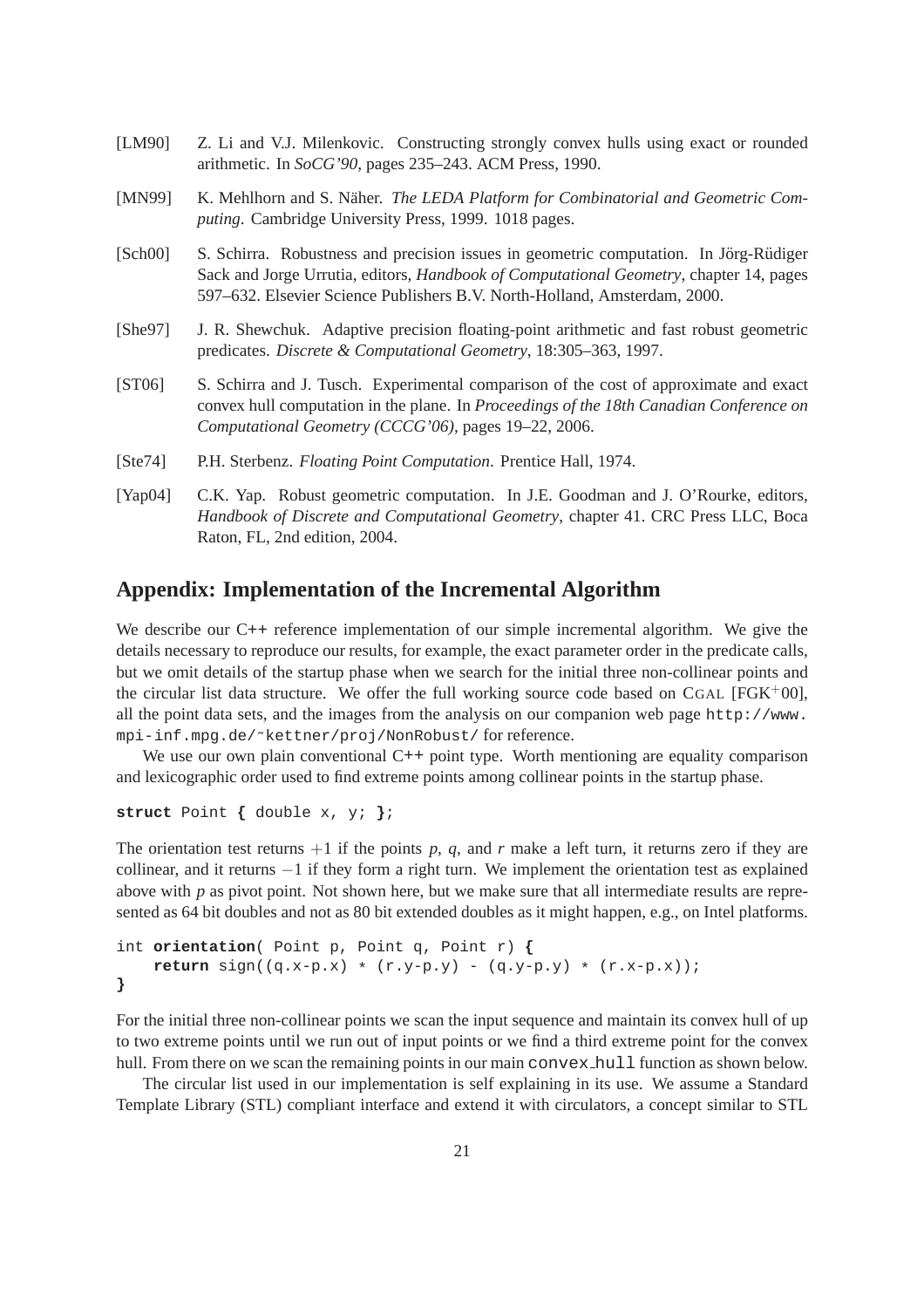[LM90] Z. Li and V.J. Milenkovic. Constructing strongly convex hulls using exact or rounded arithmetic. In *SoCG'90*, pages 235–243. ACM Press, 1990.

[MN99] K. Mehlhorn and S. Näher. *The LEDA Platform for Combinatorial and Geometric Computing*. Cambridge University Press, 1999. 1018 pages.

[Sch00] S. Schirra. Robustness and precision issues in geometric computation. In Jörg-Rüdiger Sack and Jorge Urrutia, editors, *Handbook of Computational Geometry*, chapter 14, pages 597–632. Elsevier Science Publishers B.V. North-Holland, Amsterdam, 2000.

[She97] J. R. Shewchuk. Adaptive precision floating-point arithmetic and fast robust geometric predicates. *Discrete & Computational Geometry*, 18:305–363, 1997.

[ST06] S. Schirra and J. Tusch. Experimental comparison of the cost of approximate and exact convex hull computation in the plane. In *Proceedings of the 18th Canadian Conference on Computational Geometry (CCCG'06)*, pages 19–22, 2006.

[Ste74] P.H. Sterbenz. *Floating Point Computation*. Prentice Hall, 1974.

[Yap04] C.K. Yap. Robust geometric computation. In J.E. Goodman and J. O'Rourke, editors, *Handbook of Discrete and Computational Geometry*, chapter 41. CRC Press LLC, Boca Raton, FL, 2nd edition, 2004.

## Appendix: Implementation of the Incremental Algorithm

We describe our C++ reference implementation of our simple incremental algorithm. We give the details necessary to reproduce our results, for example, the exact parameter order in the predicate calls, but we omit details of the startup phase when we search for the initial three non-collinear points and the circular list data structure. We offer the full working source code based on CGAL [FGK+00], all the point data sets, and the images from the analysis on our companion web page `http://www.mpi-inf.mpg.de/~kettner/proj/NonRobust/` for reference.

We use our own plain conventional C++ point type. Worth mentioning are equality comparison and lexicographic order used to find extreme points among collinear points in the startup phase.

```
struct Point { double x, y; };
```

The orientation test returns $+1$ if the points $p$, $q$, and $r$ make a left turn, it returns zero if they are collinear, and it returns $-1$ if they form a right turn. We implement the orientation test as explained above with $p$ as pivot point. Not shown here, but we make sure that all intermediate results are represented as 64 bit doubles and not as 80 bit extended doubles as it might happen, e.g., on Intel platforms.

```
int orientation( Point p, Point q, Point r) {
    return sign((q.x-p.x) * (r.y-p.y) - (q.y-p.y) * (r.x-p.x));
}
```

For the initial three non-collinear points we scan the input sequence and maintain its convex hull of up to two extreme points until we run out of input points or we find a third extreme point for the convex hull. From there on we scan the remaining points in our main `convex_hull` function as shown below.

The circular list used in our implementation is self explaining in its use. We assume a Standard Template Library (STL) compliant interface and extend it with circulators, a concept similar to STL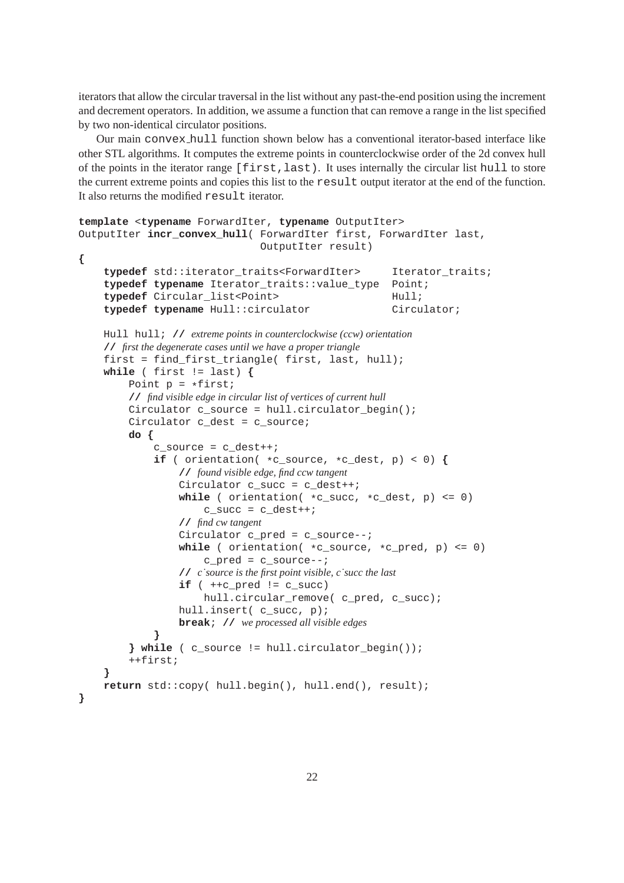iterators that allow the circular traversal in the list without any past-the-end position using the increment and decrement operators. In addition, we assume a function that can remove a range in the list specified by two non-identical circulator positions.

Our main `convex_hull` function shown below has a conventional iterator-based interface like other STL algorithms. It computes the extreme points in counterclockwise order of the 2d convex hull of the points in the iterator range `[first,last)`. It uses internally the circular list `hull` to store the current extreme points and copies this list to the `result` output iterator at the end of the function. It also returns the modified `result` iterator.

```
template <typename ForwardIter, typename OutputIter>
OutputIter incr_convex_hull( ForwardIter first, ForwardIter last,
                             OutputIter result)
{
    typedef std::iterator_traits<ForwardIter>     Iterator_traits;
    typedef typename Iterator_traits::value_type  Point;
    typedef Circular_list<Point>                  Hull;
    typedef typename Hull::circulator             Circulator;

    Hull hull; // extreme points in counterclockwise (ccw) orientation
    // first the degenerate cases until we have a proper triangle
    first = find_first_triangle( first, last, hull);
    while ( first != last) {
        Point p = *first;
        // find visible edge in circular list of vertices of current hull
        Circulator c_source = hull.circulator_begin();
        Circulator c_dest = c_source;
        do {
            c_source = c_dest++;
            if ( orientation( *c_source, *c_dest, p) < 0) {
                // found visible edge, find ccw tangent
                Circulator c_succ = c_dest++;
                while ( orientation( *c_succ, *c_dest, p) <= 0)
                    c_succ = c_dest++;
                // find cw tangent
                Circulator c_pred = c_source--;
                while ( orientation( *c_source, *c_pred, p) <= 0)
                    c_pred = c_source--;
                // c_source is the first point visible, c_succ the last
                if ( ++c_pred != c_succ)
                    hull.circular_remove( c_pred, c_succ);
                hull.insert( c_succ, p);
                break; // we processed all visible edges
            }
        } while ( c_source != hull.circulator_begin());
        ++first;
    }
    return std::copy( hull.begin(), hull.end(), result);
}
```